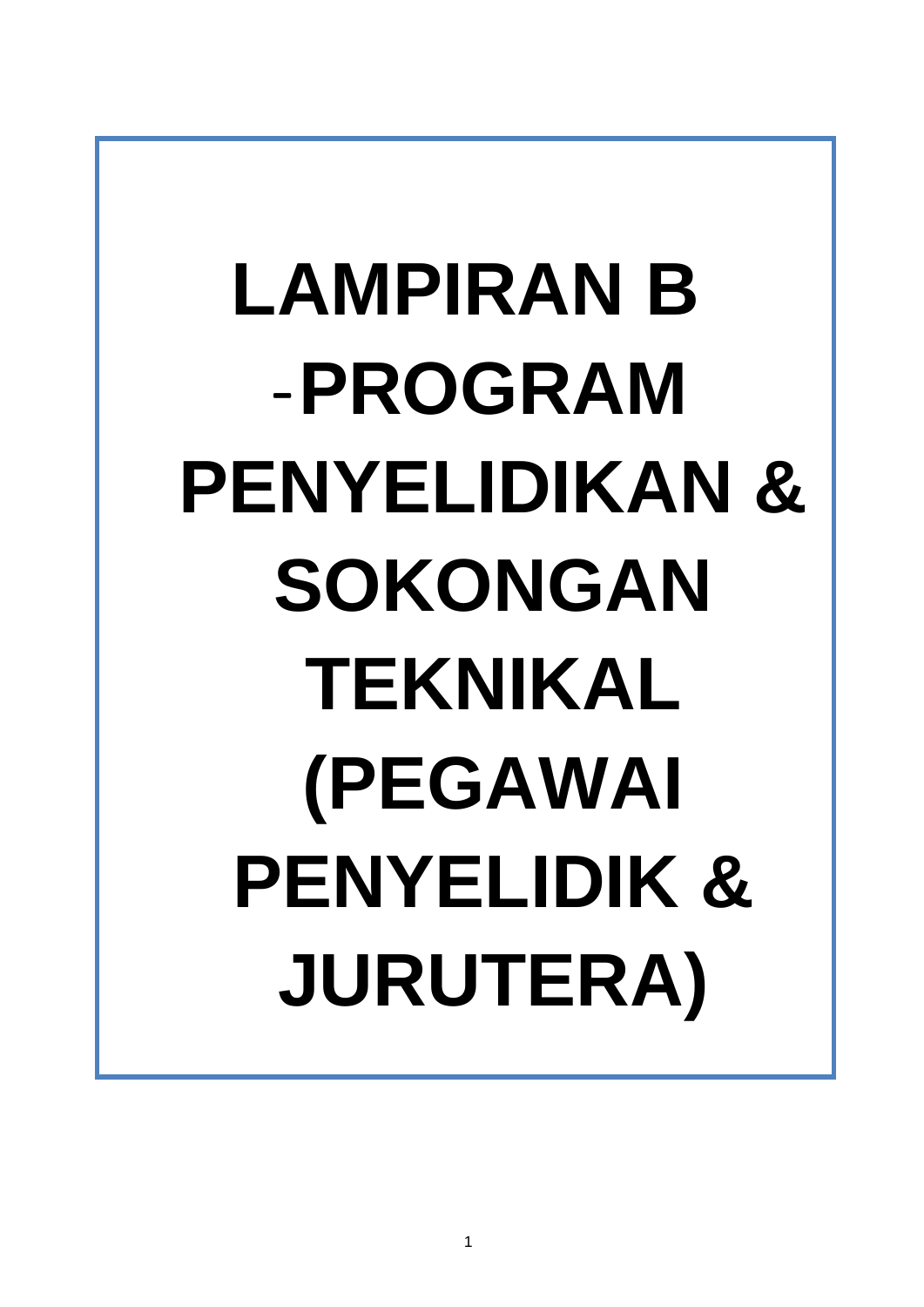# LAMPIRAN B -PROGRAM PENYELIDIKAN & SOKONGAN TEKNIKAL (PEGAWAI PENYELIDIK & JURUTERA)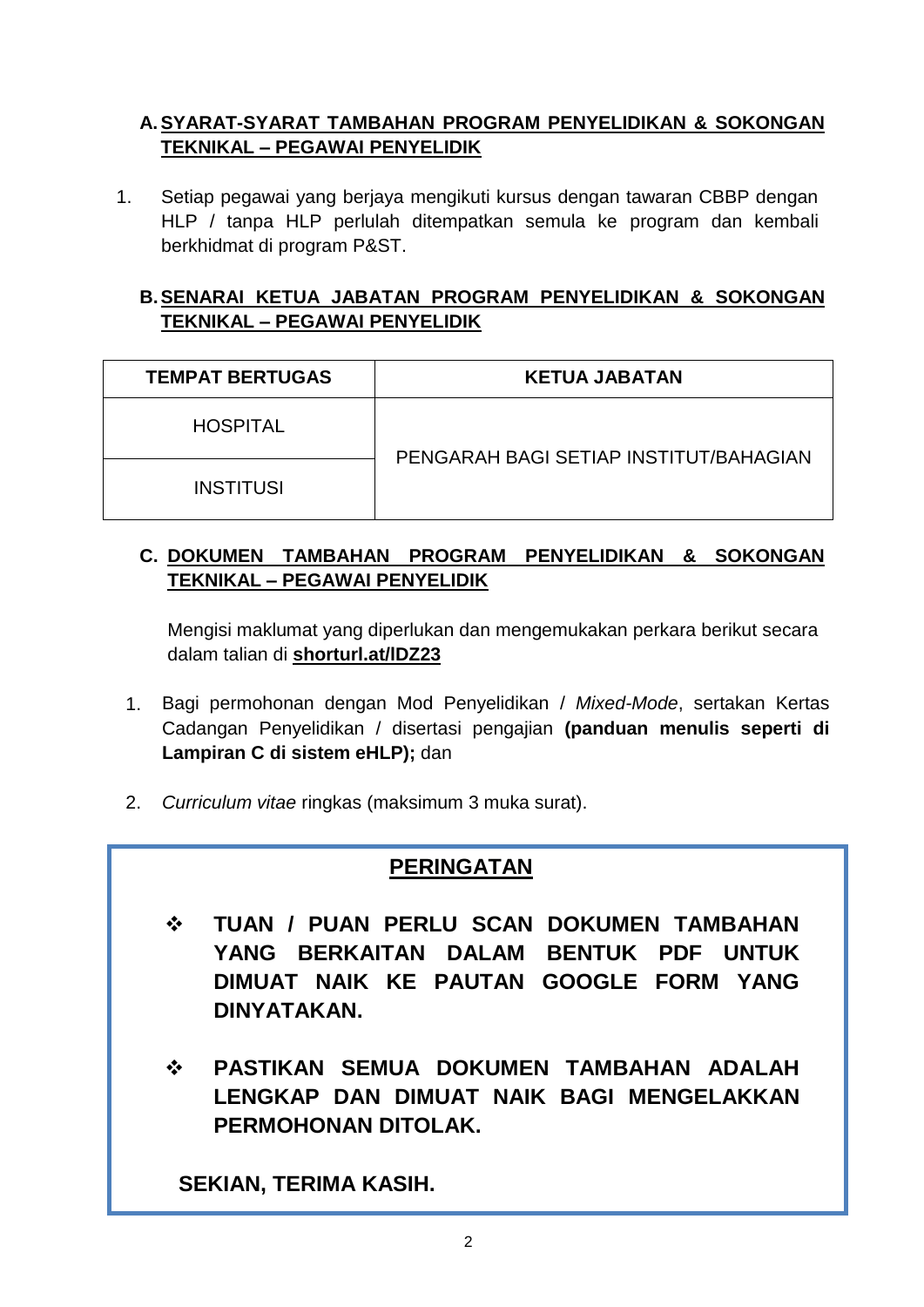## A. SYARAT-SYARAT TAMBAHAN PROGRAM PENYELIDIKAN & SOKONGAN TEKNIKAL – PEGAWAI PENYELIDIK

1. Setiap pegawai yang berjaya mengikuti kursus dengan tawaran CBBP dengan HLP / tanpa HLP perlulah ditempatkan semula ke program dan kembali berkhidmat di program P&ST.

## B. SENARAI KETUA JABATAN PROGRAM PENYELIDIKAN & SOKONGAN TEKNIKAL – PEGAWAI PENYELIDIK

| TEMPAT BERTUGAS | KETUA JABATAN |
|---|---|
| HOSPITAL | PENGARAH BAGI SETIAP INSTITUT/BAHAGIAN |
| INSTITUSI | |

## C. DOKUMEN TAMBAHAN PROGRAM PENYELIDIKAN & SOKONGAN TEKNIKAL – PEGAWAI PENYELIDIK

Mengisi maklumat yang diperlukan dan mengemukakan perkara berikut secara dalam talian di **shorturl.at/lDZ23**

1. Bagi permohonan dengan Mod Penyelidikan / *Mixed-Mode*, sertakan Kertas Cadangan Penyelidikan / disertasi pengajian **(panduan menulis seperti di Lampiran C di sistem eHLP);** dan
2. *Curriculum vitae* ringkas (maksimum 3 muka surat).

**PERINGATAN**

- **TUAN / PUAN PERLU SCAN DOKUMEN TAMBAHAN YANG BERKAITAN DALAM BENTUK PDF UNTUK DIMUAT NAIK KE PAUTAN GOOGLE FORM YANG DINYATAKAN.**
- **PASTIKAN SEMUA DOKUMEN TAMBAHAN ADALAH LENGKAP DAN DIMUAT NAIK BAGI MENGELAKKAN PERMOHONAN DITOLAK.**

**SEKIAN, TERIMA KASIH.**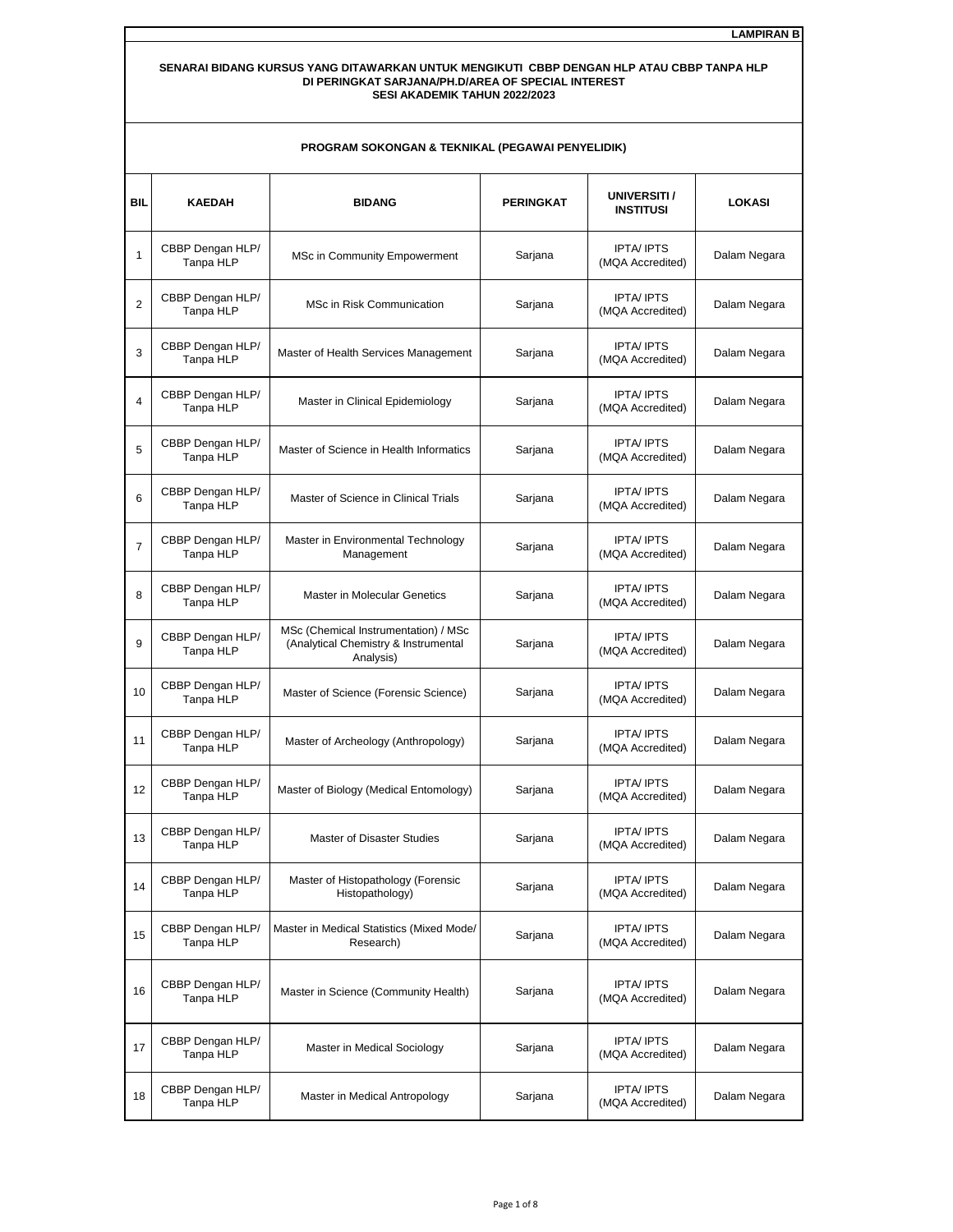**LAMPIRAN B**

**SENARAI BIDANG KURSUS YANG DITAWARKAN UNTUK MENGIKUTI CBBP DENGAN HLP ATAU CBBP TANPA HLP DI PERINGKAT SARJANA/PH.D/AREA OF SPECIAL INTEREST**
**SESI AKADEMIK TAHUN 2022/2023**

**PROGRAM SOKONGAN & TEKNIKAL (PEGAWAI PENYELIDIK)**

| BIL | KAEDAH | BIDANG | PERINGKAT | UNIVERSITI / INSTITUSI | LOKASI |
|---|---|---|---|---|---|
| 1 | CBBP Dengan HLP/ Tanpa HLP | MSc in Community Empowerment | Sarjana | IPTA/ IPTS (MQA Accredited) | Dalam Negara |
| 2 | CBBP Dengan HLP/ Tanpa HLP | MSc in Risk Communication | Sarjana | IPTA/ IPTS (MQA Accredited) | Dalam Negara |
| 3 | CBBP Dengan HLP/ Tanpa HLP | Master of Health Services Management | Sarjana | IPTA/ IPTS (MQA Accredited) | Dalam Negara |
| 4 | CBBP Dengan HLP/ Tanpa HLP | Master in Clinical Epidemiology | Sarjana | IPTA/ IPTS (MQA Accredited) | Dalam Negara |
| 5 | CBBP Dengan HLP/ Tanpa HLP | Master of Science in Health Informatics | Sarjana | IPTA/ IPTS (MQA Accredited) | Dalam Negara |
| 6 | CBBP Dengan HLP/ Tanpa HLP | Master of Science in Clinical Trials | Sarjana | IPTA/ IPTS (MQA Accredited) | Dalam Negara |
| 7 | CBBP Dengan HLP/ Tanpa HLP | Master in Environmental Technology Management | Sarjana | IPTA/ IPTS (MQA Accredited) | Dalam Negara |
| 8 | CBBP Dengan HLP/ Tanpa HLP | Master in Molecular Genetics | Sarjana | IPTA/ IPTS (MQA Accredited) | Dalam Negara |
| 9 | CBBP Dengan HLP/ Tanpa HLP | MSc (Chemical Instrumentation) / MSc (Analytical Chemistry & Instrumental Analysis) | Sarjana | IPTA/ IPTS (MQA Accredited) | Dalam Negara |
| 10 | CBBP Dengan HLP/ Tanpa HLP | Master of Science (Forensic Science) | Sarjana | IPTA/ IPTS (MQA Accredited) | Dalam Negara |
| 11 | CBBP Dengan HLP/ Tanpa HLP | Master of Archeology (Anthropology) | Sarjana | IPTA/ IPTS (MQA Accredited) | Dalam Negara |
| 12 | CBBP Dengan HLP/ Tanpa HLP | Master of Biology (Medical Entomology) | Sarjana | IPTA/ IPTS (MQA Accredited) | Dalam Negara |
| 13 | CBBP Dengan HLP/ Tanpa HLP | Master of Disaster Studies | Sarjana | IPTA/ IPTS (MQA Accredited) | Dalam Negara |
| 14 | CBBP Dengan HLP/ Tanpa HLP | Master of Histopathology (Forensic Histopathology) | Sarjana | IPTA/ IPTS (MQA Accredited) | Dalam Negara |
| 15 | CBBP Dengan HLP/ Tanpa HLP | Master in Medical Statistics (Mixed Mode/ Research) | Sarjana | IPTA/ IPTS (MQA Accredited) | Dalam Negara |
| 16 | CBBP Dengan HLP/ Tanpa HLP | Master in Science (Community Health) | Sarjana | IPTA/ IPTS (MQA Accredited) | Dalam Negara |
| 17 | CBBP Dengan HLP/ Tanpa HLP | Master in Medical Sociology | Sarjana | IPTA/ IPTS (MQA Accredited) | Dalam Negara |
| 18 | CBBP Dengan HLP/ Tanpa HLP | Master in Medical Antropology | Sarjana | IPTA/ IPTS (MQA Accredited) | Dalam Negara |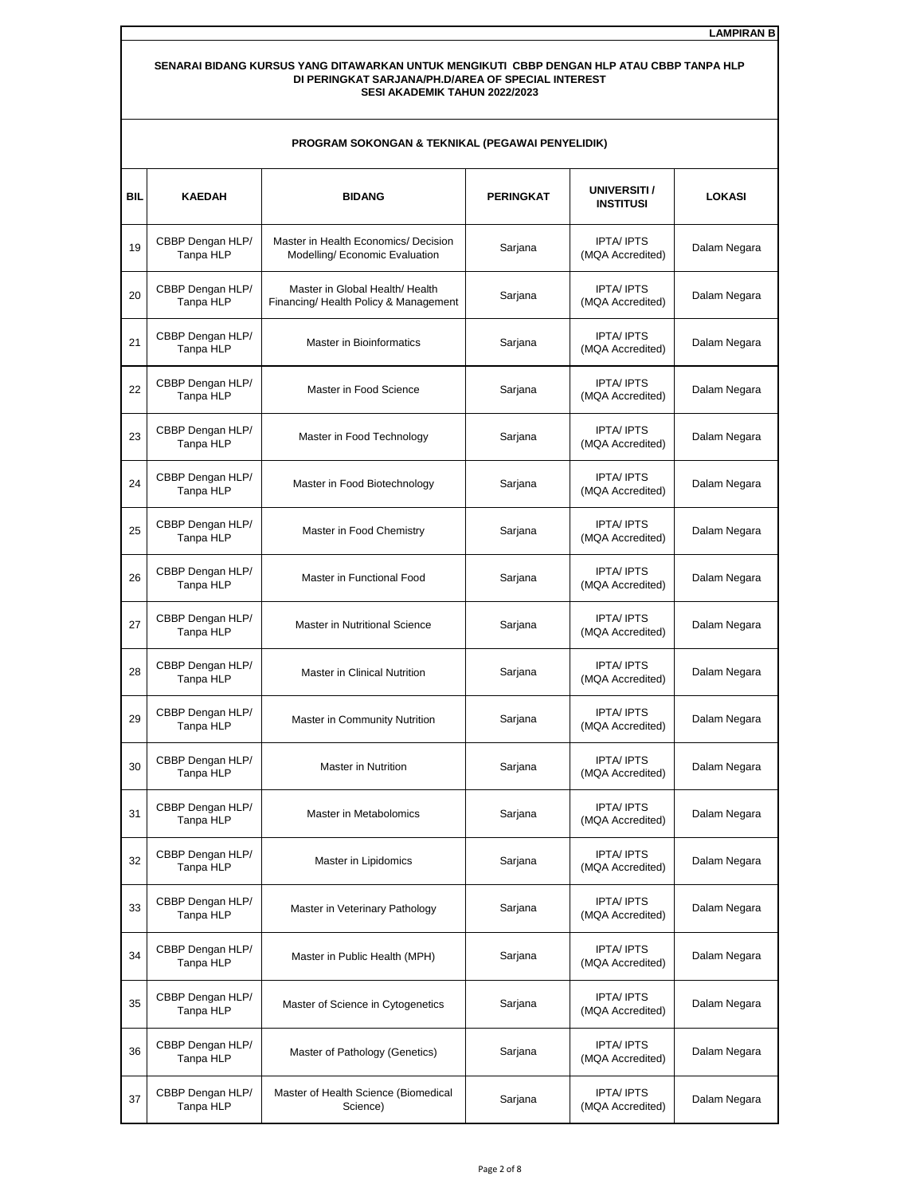**LAMPIRAN B**

**SENARAI BIDANG KURSUS YANG DITAWARKAN UNTUK MENGIKUTI CBBP DENGAN HLP ATAU CBBP TANPA HLP DI PERINGKAT SARJANA/PH.D/AREA OF SPECIAL INTEREST SESI AKADEMIK TAHUN 2022/2023**

**PROGRAM SOKONGAN & TEKNIKAL (PEGAWAI PENYELIDIK)**

| BIL | KAEDAH | BIDANG | PERINGKAT | UNIVERSITI / INSTITUSI | LOKASI |
|---|---|---|---|---|---|
| 19 | CBBP Dengan HLP/ Tanpa HLP | Master in Health Economics/ Decision Modelling/ Economic Evaluation | Sarjana | IPTA/ IPTS (MQA Accredited) | Dalam Negara |
| 20 | CBBP Dengan HLP/ Tanpa HLP | Master in Global Health/ Health Financing/ Health Policy & Management | Sarjana | IPTA/ IPTS (MQA Accredited) | Dalam Negara |
| 21 | CBBP Dengan HLP/ Tanpa HLP | Master in Bioinformatics | Sarjana | IPTA/ IPTS (MQA Accredited) | Dalam Negara |
| 22 | CBBP Dengan HLP/ Tanpa HLP | Master in Food Science | Sarjana | IPTA/ IPTS (MQA Accredited) | Dalam Negara |
| 23 | CBBP Dengan HLP/ Tanpa HLP | Master in Food Technology | Sarjana | IPTA/ IPTS (MQA Accredited) | Dalam Negara |
| 24 | CBBP Dengan HLP/ Tanpa HLP | Master in Food Biotechnology | Sarjana | IPTA/ IPTS (MQA Accredited) | Dalam Negara |
| 25 | CBBP Dengan HLP/ Tanpa HLP | Master in Food Chemistry | Sarjana | IPTA/ IPTS (MQA Accredited) | Dalam Negara |
| 26 | CBBP Dengan HLP/ Tanpa HLP | Master in Functional Food | Sarjana | IPTA/ IPTS (MQA Accredited) | Dalam Negara |
| 27 | CBBP Dengan HLP/ Tanpa HLP | Master in Nutritional Science | Sarjana | IPTA/ IPTS (MQA Accredited) | Dalam Negara |
| 28 | CBBP Dengan HLP/ Tanpa HLP | Master in Clinical Nutrition | Sarjana | IPTA/ IPTS (MQA Accredited) | Dalam Negara |
| 29 | CBBP Dengan HLP/ Tanpa HLP | Master in Community Nutrition | Sarjana | IPTA/ IPTS (MQA Accredited) | Dalam Negara |
| 30 | CBBP Dengan HLP/ Tanpa HLP | Master in Nutrition | Sarjana | IPTA/ IPTS (MQA Accredited) | Dalam Negara |
| 31 | CBBP Dengan HLP/ Tanpa HLP | Master in Metabolomics | Sarjana | IPTA/ IPTS (MQA Accredited) | Dalam Negara |
| 32 | CBBP Dengan HLP/ Tanpa HLP | Master in Lipidomics | Sarjana | IPTA/ IPTS (MQA Accredited) | Dalam Negara |
| 33 | CBBP Dengan HLP/ Tanpa HLP | Master in Veterinary Pathology | Sarjana | IPTA/ IPTS (MQA Accredited) | Dalam Negara |
| 34 | CBBP Dengan HLP/ Tanpa HLP | Master in Public Health (MPH) | Sarjana | IPTA/ IPTS (MQA Accredited) | Dalam Negara |
| 35 | CBBP Dengan HLP/ Tanpa HLP | Master of Science in Cytogenetics | Sarjana | IPTA/ IPTS (MQA Accredited) | Dalam Negara |
| 36 | CBBP Dengan HLP/ Tanpa HLP | Master of Pathology (Genetics) | Sarjana | IPTA/ IPTS (MQA Accredited) | Dalam Negara |
| 37 | CBBP Dengan HLP/ Tanpa HLP | Master of Health Science (Biomedical Science) | Sarjana | IPTA/ IPTS (MQA Accredited) | Dalam Negara |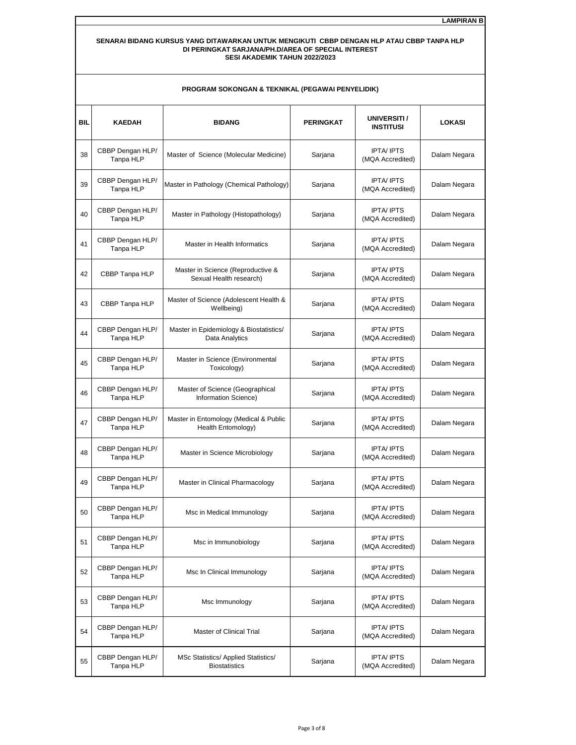**LAMPIRAN B**

**SENARAI BIDANG KURSUS YANG DITAWARKAN UNTUK MENGIKUTI CBBP DENGAN HLP ATAU CBBP TANPA HLP DI PERINGKAT SARJANA/PH.D/AREA OF SPECIAL INTEREST SESI AKADEMIK TAHUN 2022/2023**

**PROGRAM SOKONGAN & TEKNIKAL (PEGAWAI PENYELIDIK)**

| BIL | KAEDAH | BIDANG | PERINGKAT | UNIVERSITI / INSTITUSI | LOKASI |
|---|---|---|---|---|---|
| 38 | CBBP Dengan HLP/ Tanpa HLP | Master of Science (Molecular Medicine) | Sarjana | IPTA/ IPTS (MQA Accredited) | Dalam Negara |
| 39 | CBBP Dengan HLP/ Tanpa HLP | Master in Pathology (Chemical Pathology) | Sarjana | IPTA/ IPTS (MQA Accredited) | Dalam Negara |
| 40 | CBBP Dengan HLP/ Tanpa HLP | Master in Pathology (Histopathology) | Sarjana | IPTA/ IPTS (MQA Accredited) | Dalam Negara |
| 41 | CBBP Dengan HLP/ Tanpa HLP | Master in Health Informatics | Sarjana | IPTA/ IPTS (MQA Accredited) | Dalam Negara |
| 42 | CBBP Tanpa HLP | Master in Science (Reproductive & Sexual Health research) | Sarjana | IPTA/ IPTS (MQA Accredited) | Dalam Negara |
| 43 | CBBP Tanpa HLP | Master of Science (Adolescent Health & Wellbeing) | Sarjana | IPTA/ IPTS (MQA Accredited) | Dalam Negara |
| 44 | CBBP Dengan HLP/ Tanpa HLP | Master in Epidemiology & Biostatistics/ Data Analytics | Sarjana | IPTA/ IPTS (MQA Accredited) | Dalam Negara |
| 45 | CBBP Dengan HLP/ Tanpa HLP | Master in Science (Environmental Toxicology) | Sarjana | IPTA/ IPTS (MQA Accredited) | Dalam Negara |
| 46 | CBBP Dengan HLP/ Tanpa HLP | Master of Science (Geographical Information Science) | Sarjana | IPTA/ IPTS (MQA Accredited) | Dalam Negara |
| 47 | CBBP Dengan HLP/ Tanpa HLP | Master in Entomology (Medical & Public Health Entomology) | Sarjana | IPTA/ IPTS (MQA Accredited) | Dalam Negara |
| 48 | CBBP Dengan HLP/ Tanpa HLP | Master in Science Microbiology | Sarjana | IPTA/ IPTS (MQA Accredited) | Dalam Negara |
| 49 | CBBP Dengan HLP/ Tanpa HLP | Master in Clinical Pharmacology | Sarjana | IPTA/ IPTS (MQA Accredited) | Dalam Negara |
| 50 | CBBP Dengan HLP/ Tanpa HLP | Msc in Medical Immunology | Sarjana | IPTA/ IPTS (MQA Accredited) | Dalam Negara |
| 51 | CBBP Dengan HLP/ Tanpa HLP | Msc in Immunobiology | Sarjana | IPTA/ IPTS (MQA Accredited) | Dalam Negara |
| 52 | CBBP Dengan HLP/ Tanpa HLP | Msc In Clinical Immunology | Sarjana | IPTA/ IPTS (MQA Accredited) | Dalam Negara |
| 53 | CBBP Dengan HLP/ Tanpa HLP | Msc Immunology | Sarjana | IPTA/ IPTS (MQA Accredited) | Dalam Negara |
| 54 | CBBP Dengan HLP/ Tanpa HLP | Master of Clinical Trial | Sarjana | IPTA/ IPTS (MQA Accredited) | Dalam Negara |
| 55 | CBBP Dengan HLP/ Tanpa HLP | MSc Statistics/ Applied Statistics/ Biostatistics | Sarjana | IPTA/ IPTS (MQA Accredited) | Dalam Negara |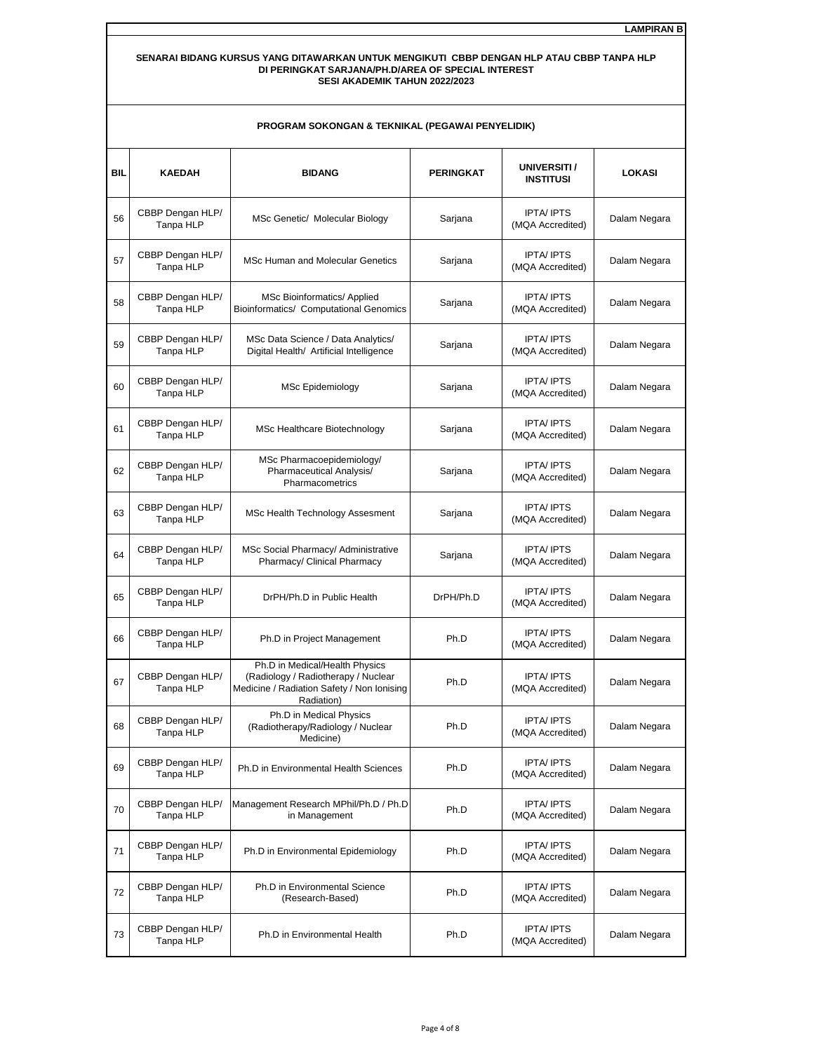**LAMPIRAN B**

**SENARAI BIDANG KURSUS YANG DITAWARKAN UNTUK MENGIKUTI CBBP DENGAN HLP ATAU CBBP TANPA HLP DI PERINGKAT SARJANA/PH.D/AREA OF SPECIAL INTEREST SESI AKADEMIK TAHUN 2022/2023**

**PROGRAM SOKONGAN & TEKNIKAL (PEGAWAI PENYELIDIK)**

| BIL | KAEDAH | BIDANG | PERINGKAT | UNIVERSITI / INSTITUSI | LOKASI |
|---|---|---|---|---|---|
| 56 | CBBP Dengan HLP/ Tanpa HLP | MSc Genetic/ Molecular Biology | Sarjana | IPTA/ IPTS (MQA Accredited) | Dalam Negara |
| 57 | CBBP Dengan HLP/ Tanpa HLP | MSc Human and Molecular Genetics | Sarjana | IPTA/ IPTS (MQA Accredited) | Dalam Negara |
| 58 | CBBP Dengan HLP/ Tanpa HLP | MSc Bioinformatics/ Applied Bioinformatics/ Computational Genomics | Sarjana | IPTA/ IPTS (MQA Accredited) | Dalam Negara |
| 59 | CBBP Dengan HLP/ Tanpa HLP | MSc Data Science / Data Analytics/ Digital Health/ Artificial Intelligence | Sarjana | IPTA/ IPTS (MQA Accredited) | Dalam Negara |
| 60 | CBBP Dengan HLP/ Tanpa HLP | MSc Epidemiology | Sarjana | IPTA/ IPTS (MQA Accredited) | Dalam Negara |
| 61 | CBBP Dengan HLP/ Tanpa HLP | MSc Healthcare Biotechnology | Sarjana | IPTA/ IPTS (MQA Accredited) | Dalam Negara |
| 62 | CBBP Dengan HLP/ Tanpa HLP | MSc Pharmacoepidemiology/ Pharmaceutical Analysis/ Pharmacometrics | Sarjana | IPTA/ IPTS (MQA Accredited) | Dalam Negara |
| 63 | CBBP Dengan HLP/ Tanpa HLP | MSc Health Technology Assesment | Sarjana | IPTA/ IPTS (MQA Accredited) | Dalam Negara |
| 64 | CBBP Dengan HLP/ Tanpa HLP | MSc Social Pharmacy/ Administrative Pharmacy/ Clinical Pharmacy | Sarjana | IPTA/ IPTS (MQA Accredited) | Dalam Negara |
| 65 | CBBP Dengan HLP/ Tanpa HLP | DrPH/Ph.D in Public Health | DrPH/Ph.D | IPTA/ IPTS (MQA Accredited) | Dalam Negara |
| 66 | CBBP Dengan HLP/ Tanpa HLP | Ph.D in Project Management | Ph.D | IPTA/ IPTS (MQA Accredited) | Dalam Negara |
| 67 | CBBP Dengan HLP/ Tanpa HLP | Ph.D in Medical/Health Physics (Radiology / Radiotherapy / Nuclear Medicine / Radiation Safety / Non Ionising Radiation) | Ph.D | IPTA/ IPTS (MQA Accredited) | Dalam Negara |
| 68 | CBBP Dengan HLP/ Tanpa HLP | Ph.D in Medical Physics (Radiotherapy/Radiology / Nuclear Medicine) | Ph.D | IPTA/ IPTS (MQA Accredited) | Dalam Negara |
| 69 | CBBP Dengan HLP/ Tanpa HLP | Ph.D in Environmental Health Sciences | Ph.D | IPTA/ IPTS (MQA Accredited) | Dalam Negara |
| 70 | CBBP Dengan HLP/ Tanpa HLP | Management Research MPhil/Ph.D / Ph.D in Management | Ph.D | IPTA/ IPTS (MQA Accredited) | Dalam Negara |
| 71 | CBBP Dengan HLP/ Tanpa HLP | Ph.D in Environmental Epidemiology | Ph.D | IPTA/ IPTS (MQA Accredited) | Dalam Negara |
| 72 | CBBP Dengan HLP/ Tanpa HLP | Ph.D in Environmental Science (Research-Based) | Ph.D | IPTA/ IPTS (MQA Accredited) | Dalam Negara |
| 73 | CBBP Dengan HLP/ Tanpa HLP | Ph.D in Environmental Health | Ph.D | IPTA/ IPTS (MQA Accredited) | Dalam Negara |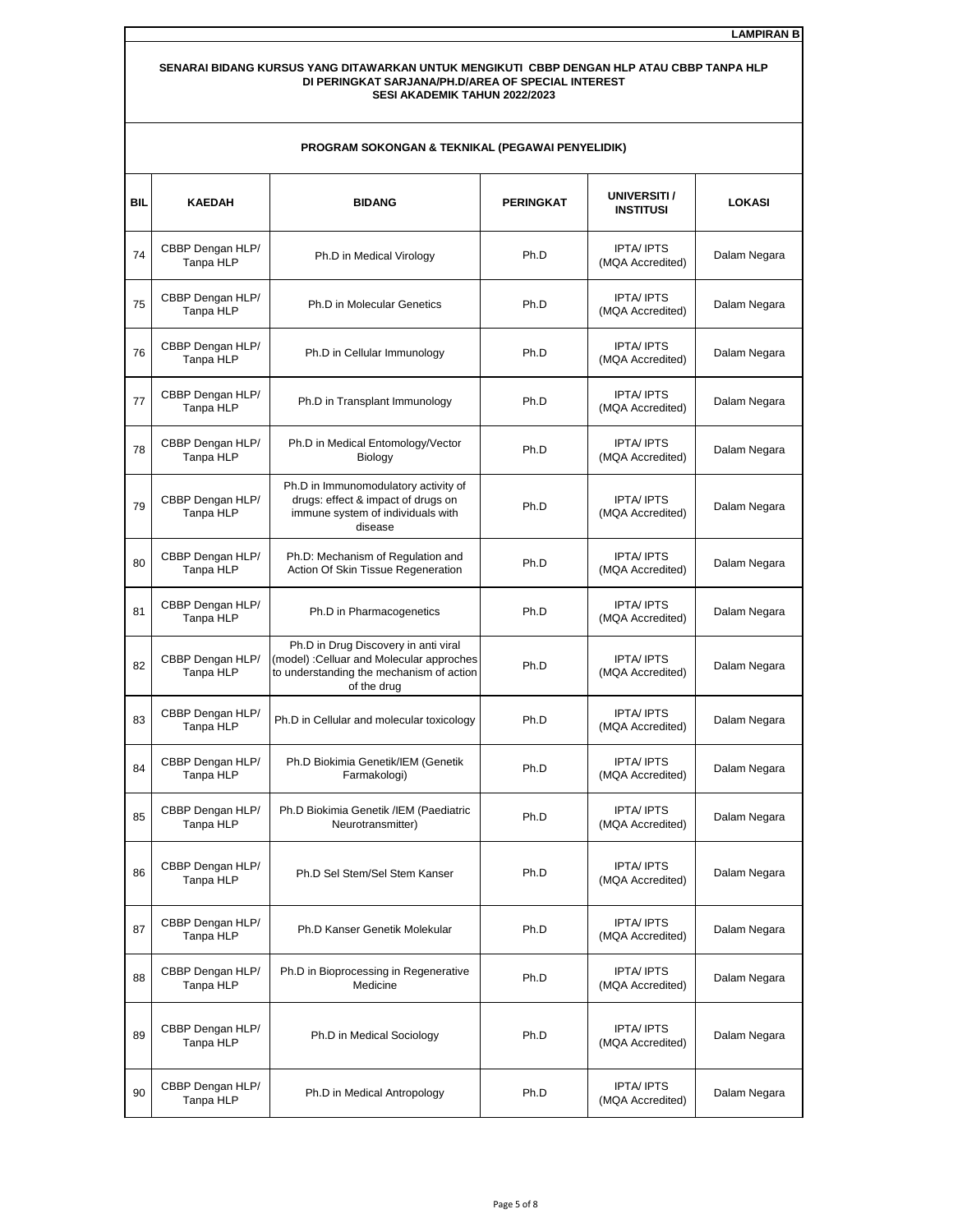**LAMPIRAN B**

**SENARAI BIDANG KURSUS YANG DITAWARKAN UNTUK MENGIKUTI CBBP DENGAN HLP ATAU CBBP TANPA HLP DI PERINGKAT SARJANA/PH.D/AREA OF SPECIAL INTEREST SESI AKADEMIK TAHUN 2022/2023**

**PROGRAM SOKONGAN & TEKNIKAL (PEGAWAI PENYELIDIK)**

| BIL | KAEDAH | BIDANG | PERINGKAT | UNIVERSITI / INSTITUSI | LOKASI |
|---|---|---|---|---|---|
| 74 | CBBP Dengan HLP/ Tanpa HLP | Ph.D in Medical Virology | Ph.D | IPTA/ IPTS (MQA Accredited) | Dalam Negara |
| 75 | CBBP Dengan HLP/ Tanpa HLP | Ph.D in Molecular Genetics | Ph.D | IPTA/ IPTS (MQA Accredited) | Dalam Negara |
| 76 | CBBP Dengan HLP/ Tanpa HLP | Ph.D in Cellular Immunology | Ph.D | IPTA/ IPTS (MQA Accredited) | Dalam Negara |
| 77 | CBBP Dengan HLP/ Tanpa HLP | Ph.D in Transplant Immunology | Ph.D | IPTA/ IPTS (MQA Accredited) | Dalam Negara |
| 78 | CBBP Dengan HLP/ Tanpa HLP | Ph.D in Medical Entomology/Vector Biology | Ph.D | IPTA/ IPTS (MQA Accredited) | Dalam Negara |
| 79 | CBBP Dengan HLP/ Tanpa HLP | Ph.D in Immunomodulatory activity of drugs: effect & impact of drugs on immune system of individuals with disease | Ph.D | IPTA/ IPTS (MQA Accredited) | Dalam Negara |
| 80 | CBBP Dengan HLP/ Tanpa HLP | Ph.D: Mechanism of Regulation and Action Of Skin Tissue Regeneration | Ph.D | IPTA/ IPTS (MQA Accredited) | Dalam Negara |
| 81 | CBBP Dengan HLP/ Tanpa HLP | Ph.D in Pharmacogenetics | Ph.D | IPTA/ IPTS (MQA Accredited) | Dalam Negara |
| 82 | CBBP Dengan HLP/ Tanpa HLP | Ph.D in Drug Discovery in anti viral (model) :Celluar and Molecular approches to understanding the mechanism of action of the drug | Ph.D | IPTA/ IPTS (MQA Accredited) | Dalam Negara |
| 83 | CBBP Dengan HLP/ Tanpa HLP | Ph.D in Cellular and molecular toxicology | Ph.D | IPTA/ IPTS (MQA Accredited) | Dalam Negara |
| 84 | CBBP Dengan HLP/ Tanpa HLP | Ph.D Biokimia Genetik/IEM (Genetik Farmakologi) | Ph.D | IPTA/ IPTS (MQA Accredited) | Dalam Negara |
| 85 | CBBP Dengan HLP/ Tanpa HLP | Ph.D Biokimia Genetik /IEM (Paediatric Neurotransmitter) | Ph.D | IPTA/ IPTS (MQA Accredited) | Dalam Negara |
| 86 | CBBP Dengan HLP/ Tanpa HLP | Ph.D Sel Stem/Sel Stem Kanser | Ph.D | IPTA/ IPTS (MQA Accredited) | Dalam Negara |
| 87 | CBBP Dengan HLP/ Tanpa HLP | Ph.D Kanser Genetik Molekular | Ph.D | IPTA/ IPTS (MQA Accredited) | Dalam Negara |
| 88 | CBBP Dengan HLP/ Tanpa HLP | Ph.D in Bioprocessing in Regenerative Medicine | Ph.D | IPTA/ IPTS (MQA Accredited) | Dalam Negara |
| 89 | CBBP Dengan HLP/ Tanpa HLP | Ph.D in Medical Sociology | Ph.D | IPTA/ IPTS (MQA Accredited) | Dalam Negara |
| 90 | CBBP Dengan HLP/ Tanpa HLP | Ph.D in Medical Antropology | Ph.D | IPTA/ IPTS (MQA Accredited) | Dalam Negara |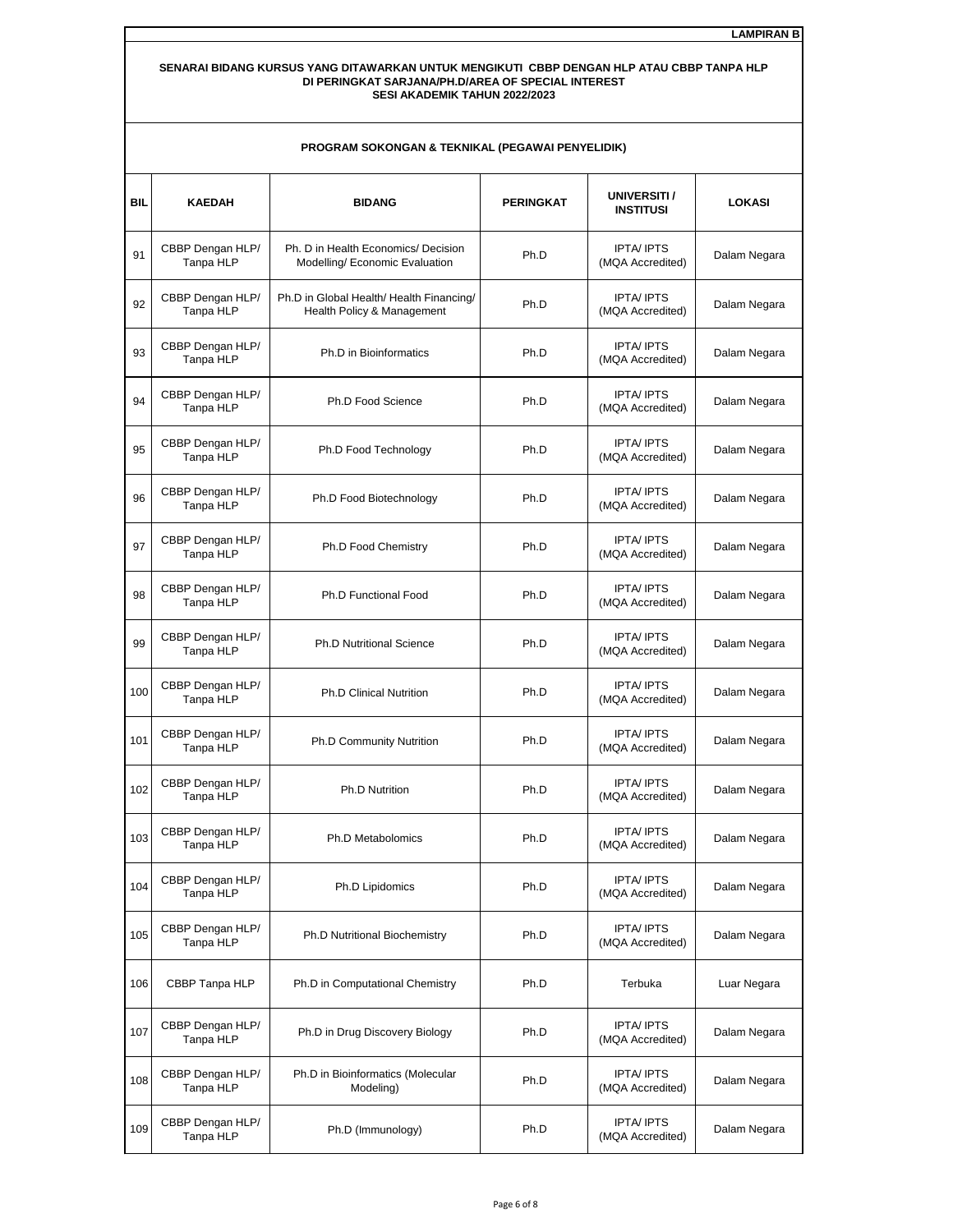**LAMPIRAN B**

**SENARAI BIDANG KURSUS YANG DITAWARKAN UNTUK MENGIKUTI CBBP DENGAN HLP ATAU CBBP TANPA HLP DI PERINGKAT SARJANA/PH.D/AREA OF SPECIAL INTEREST SESI AKADEMIK TAHUN 2022/2023**

**PROGRAM SOKONGAN & TEKNIKAL (PEGAWAI PENYELIDIK)**

| BIL | KAEDAH | BIDANG | PERINGKAT | UNIVERSITI / INSTITUSI | LOKASI |
|---|---|---|---|---|---|
| 91 | CBBP Dengan HLP/ Tanpa HLP | Ph. D in Health Economics/ Decision Modelling/ Economic Evaluation | Ph.D | IPTA/ IPTS (MQA Accredited) | Dalam Negara |
| 92 | CBBP Dengan HLP/ Tanpa HLP | Ph.D in Global Health/ Health Financing/ Health Policy & Management | Ph.D | IPTA/ IPTS (MQA Accredited) | Dalam Negara |
| 93 | CBBP Dengan HLP/ Tanpa HLP | Ph.D in Bioinformatics | Ph.D | IPTA/ IPTS (MQA Accredited) | Dalam Negara |
| 94 | CBBP Dengan HLP/ Tanpa HLP | Ph.D Food Science | Ph.D | IPTA/ IPTS (MQA Accredited) | Dalam Negara |
| 95 | CBBP Dengan HLP/ Tanpa HLP | Ph.D Food Technology | Ph.D | IPTA/ IPTS (MQA Accredited) | Dalam Negara |
| 96 | CBBP Dengan HLP/ Tanpa HLP | Ph.D Food Biotechnology | Ph.D | IPTA/ IPTS (MQA Accredited) | Dalam Negara |
| 97 | CBBP Dengan HLP/ Tanpa HLP | Ph.D Food Chemistry | Ph.D | IPTA/ IPTS (MQA Accredited) | Dalam Negara |
| 98 | CBBP Dengan HLP/ Tanpa HLP | Ph.D Functional Food | Ph.D | IPTA/ IPTS (MQA Accredited) | Dalam Negara |
| 99 | CBBP Dengan HLP/ Tanpa HLP | Ph.D Nutritional Science | Ph.D | IPTA/ IPTS (MQA Accredited) | Dalam Negara |
| 100 | CBBP Dengan HLP/ Tanpa HLP | Ph.D Clinical Nutrition | Ph.D | IPTA/ IPTS (MQA Accredited) | Dalam Negara |
| 101 | CBBP Dengan HLP/ Tanpa HLP | Ph.D Community Nutrition | Ph.D | IPTA/ IPTS (MQA Accredited) | Dalam Negara |
| 102 | CBBP Dengan HLP/ Tanpa HLP | Ph.D Nutrition | Ph.D | IPTA/ IPTS (MQA Accredited) | Dalam Negara |
| 103 | CBBP Dengan HLP/ Tanpa HLP | Ph.D Metabolomics | Ph.D | IPTA/ IPTS (MQA Accredited) | Dalam Negara |
| 104 | CBBP Dengan HLP/ Tanpa HLP | Ph.D Lipidomics | Ph.D | IPTA/ IPTS (MQA Accredited) | Dalam Negara |
| 105 | CBBP Dengan HLP/ Tanpa HLP | Ph.D Nutritional Biochemistry | Ph.D | IPTA/ IPTS (MQA Accredited) | Dalam Negara |
| 106 | CBBP Tanpa HLP | Ph.D in Computational Chemistry | Ph.D | Terbuka | Luar Negara |
| 107 | CBBP Dengan HLP/ Tanpa HLP | Ph.D in Drug Discovery Biology | Ph.D | IPTA/ IPTS (MQA Accredited) | Dalam Negara |
| 108 | CBBP Dengan HLP/ Tanpa HLP | Ph.D in Bioinformatics (Molecular Modeling) | Ph.D | IPTA/ IPTS (MQA Accredited) | Dalam Negara |
| 109 | CBBP Dengan HLP/ Tanpa HLP | Ph.D (Immunology) | Ph.D | IPTA/ IPTS (MQA Accredited) | Dalam Negara |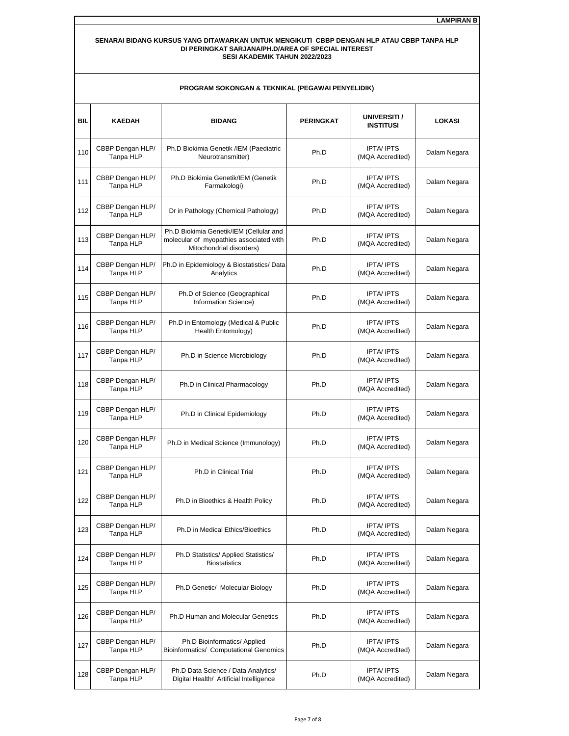**LAMPIRAN B**

**SENARAI BIDANG KURSUS YANG DITAWARKAN UNTUK MENGIKUTI CBBP DENGAN HLP ATAU CBBP TANPA HLP DI PERINGKAT SARJANA/PH.D/AREA OF SPECIAL INTEREST SESI AKADEMIK TAHUN 2022/2023**

**PROGRAM SOKONGAN & TEKNIKAL (PEGAWAI PENYELIDIK)**

| BIL | KAEDAH | BIDANG | PERINGKAT | UNIVERSITI / INSTITUSI | LOKASI |
|---|---|---|---|---|---|
| 110 | CBBP Dengan HLP/ Tanpa HLP | Ph.D Biokimia Genetik /IEM (Paediatric Neurotransmitter) | Ph.D | IPTA/ IPTS (MQA Accredited) | Dalam Negara |
| 111 | CBBP Dengan HLP/ Tanpa HLP | Ph.D Biokimia Genetik/IEM (Genetik Farmakologi) | Ph.D | IPTA/ IPTS (MQA Accredited) | Dalam Negara |
| 112 | CBBP Dengan HLP/ Tanpa HLP | Dr in Pathology (Chemical Pathology) | Ph.D | IPTA/ IPTS (MQA Accredited) | Dalam Negara |
| 113 | CBBP Dengan HLP/ Tanpa HLP | Ph.D Biokimia Genetik/IEM (Cellular and molecular of myopathies associated with Mitochondrial disorders) | Ph.D | IPTA/ IPTS (MQA Accredited) | Dalam Negara |
| 114 | CBBP Dengan HLP/ Tanpa HLP | Ph.D in Epidemiology & Biostatistics/ Data Analytics | Ph.D | IPTA/ IPTS (MQA Accredited) | Dalam Negara |
| 115 | CBBP Dengan HLP/ Tanpa HLP | Ph.D of Science (Geographical Information Science) | Ph.D | IPTA/ IPTS (MQA Accredited) | Dalam Negara |
| 116 | CBBP Dengan HLP/ Tanpa HLP | Ph.D in Entomology (Medical & Public Health Entomology) | Ph.D | IPTA/ IPTS (MQA Accredited) | Dalam Negara |
| 117 | CBBP Dengan HLP/ Tanpa HLP | Ph.D in Science Microbiology | Ph.D | IPTA/ IPTS (MQA Accredited) | Dalam Negara |
| 118 | CBBP Dengan HLP/ Tanpa HLP | Ph.D in Clinical Pharmacology | Ph.D | IPTA/ IPTS (MQA Accredited) | Dalam Negara |
| 119 | CBBP Dengan HLP/ Tanpa HLP | Ph.D in Clinical Epidemiology | Ph.D | IPTA/ IPTS (MQA Accredited) | Dalam Negara |
| 120 | CBBP Dengan HLP/ Tanpa HLP | Ph.D in Medical Science (Immunology) | Ph.D | IPTA/ IPTS (MQA Accredited) | Dalam Negara |
| 121 | CBBP Dengan HLP/ Tanpa HLP | Ph.D in Clinical Trial | Ph.D | IPTA/ IPTS (MQA Accredited) | Dalam Negara |
| 122 | CBBP Dengan HLP/ Tanpa HLP | Ph.D in Bioethics & Health Policy | Ph.D | IPTA/ IPTS (MQA Accredited) | Dalam Negara |
| 123 | CBBP Dengan HLP/ Tanpa HLP | Ph.D in Medical Ethics/Bioethics | Ph.D | IPTA/ IPTS (MQA Accredited) | Dalam Negara |
| 124 | CBBP Dengan HLP/ Tanpa HLP | Ph.D Statistics/ Applied Statistics/ Biostatistics | Ph.D | IPTA/ IPTS (MQA Accredited) | Dalam Negara |
| 125 | CBBP Dengan HLP/ Tanpa HLP | Ph.D Genetic/ Molecular Biology | Ph.D | IPTA/ IPTS (MQA Accredited) | Dalam Negara |
| 126 | CBBP Dengan HLP/ Tanpa HLP | Ph.D Human and Molecular Genetics | Ph.D | IPTA/ IPTS (MQA Accredited) | Dalam Negara |
| 127 | CBBP Dengan HLP/ Tanpa HLP | Ph.D Bioinformatics/ Applied Bioinformatics/ Computational Genomics | Ph.D | IPTA/ IPTS (MQA Accredited) | Dalam Negara |
| 128 | CBBP Dengan HLP/ Tanpa HLP | Ph.D Data Science / Data Analytics/ Digital Health/ Artificial Intelligence | Ph.D | IPTA/ IPTS (MQA Accredited) | Dalam Negara |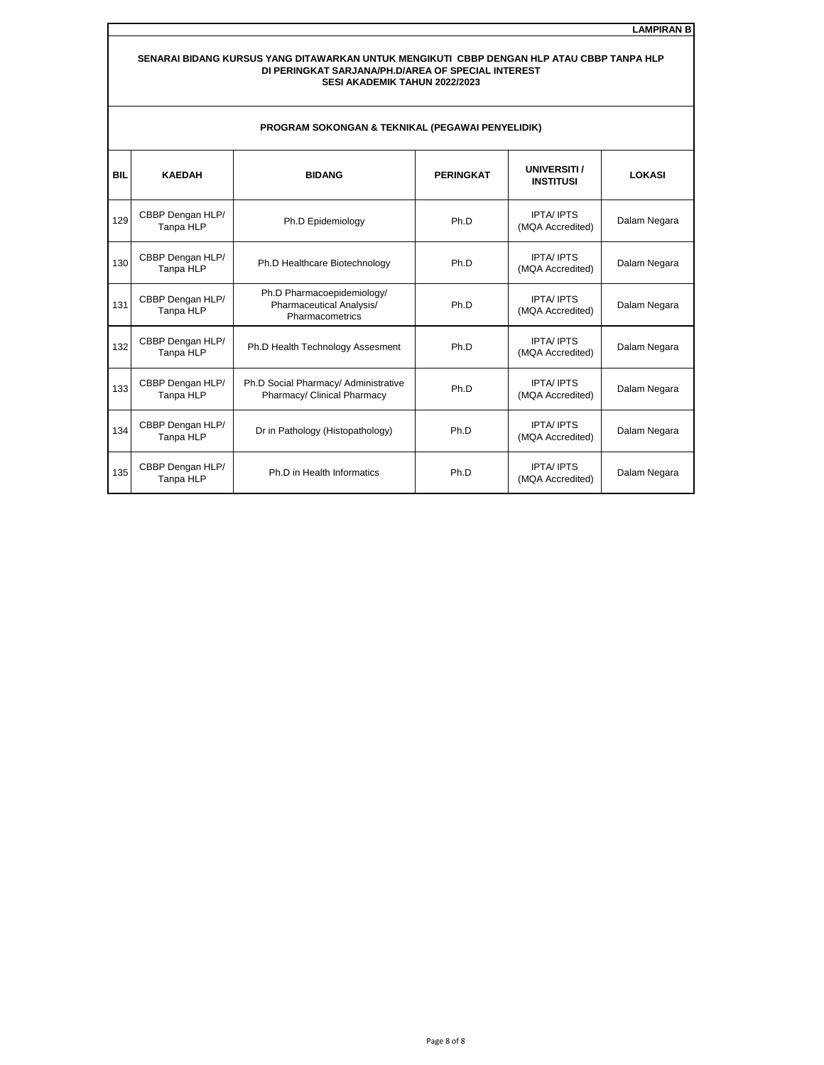**LAMPIRAN B**

**SENARAI BIDANG KURSUS YANG DITAWARKAN UNTUK MENGIKUTI CBBP DENGAN HLP ATAU CBBP TANPA HLP DI PERINGKAT SARJANA/PH.D/AREA OF SPECIAL INTEREST SESI AKADEMIK TAHUN 2022/2023**

**PROGRAM SOKONGAN & TEKNIKAL (PEGAWAI PENYELIDIK)**

| BIL | KAEDAH | BIDANG | PERINGKAT | UNIVERSITI / INSTITUSI | LOKASI |
|---|---|---|---|---|---|
| 129 | CBBP Dengan HLP/ Tanpa HLP | Ph.D Epidemiology | Ph.D | IPTA/ IPTS (MQA Accredited) | Dalam Negara |
| 130 | CBBP Dengan HLP/ Tanpa HLP | Ph.D Healthcare Biotechnology | Ph.D | IPTA/ IPTS (MQA Accredited) | Dalam Negara |
| 131 | CBBP Dengan HLP/ Tanpa HLP | Ph.D Pharmacoepidemiology/ Pharmaceutical Analysis/ Pharmacometrics | Ph.D | IPTA/ IPTS (MQA Accredited) | Dalam Negara |
| 132 | CBBP Dengan HLP/ Tanpa HLP | Ph.D Health Technology Assesment | Ph.D | IPTA/ IPTS (MQA Accredited) | Dalam Negara |
| 133 | CBBP Dengan HLP/ Tanpa HLP | Ph.D Social Pharmacy/ Administrative Pharmacy/ Clinical Pharmacy | Ph.D | IPTA/ IPTS (MQA Accredited) | Dalam Negara |
| 134 | CBBP Dengan HLP/ Tanpa HLP | Dr in Pathology (Histopathology) | Ph.D | IPTA/ IPTS (MQA Accredited) | Dalam Negara |
| 135 | CBBP Dengan HLP/ Tanpa HLP | Ph.D in Health Informatics | Ph.D | IPTA/ IPTS (MQA Accredited) | Dalam Negara |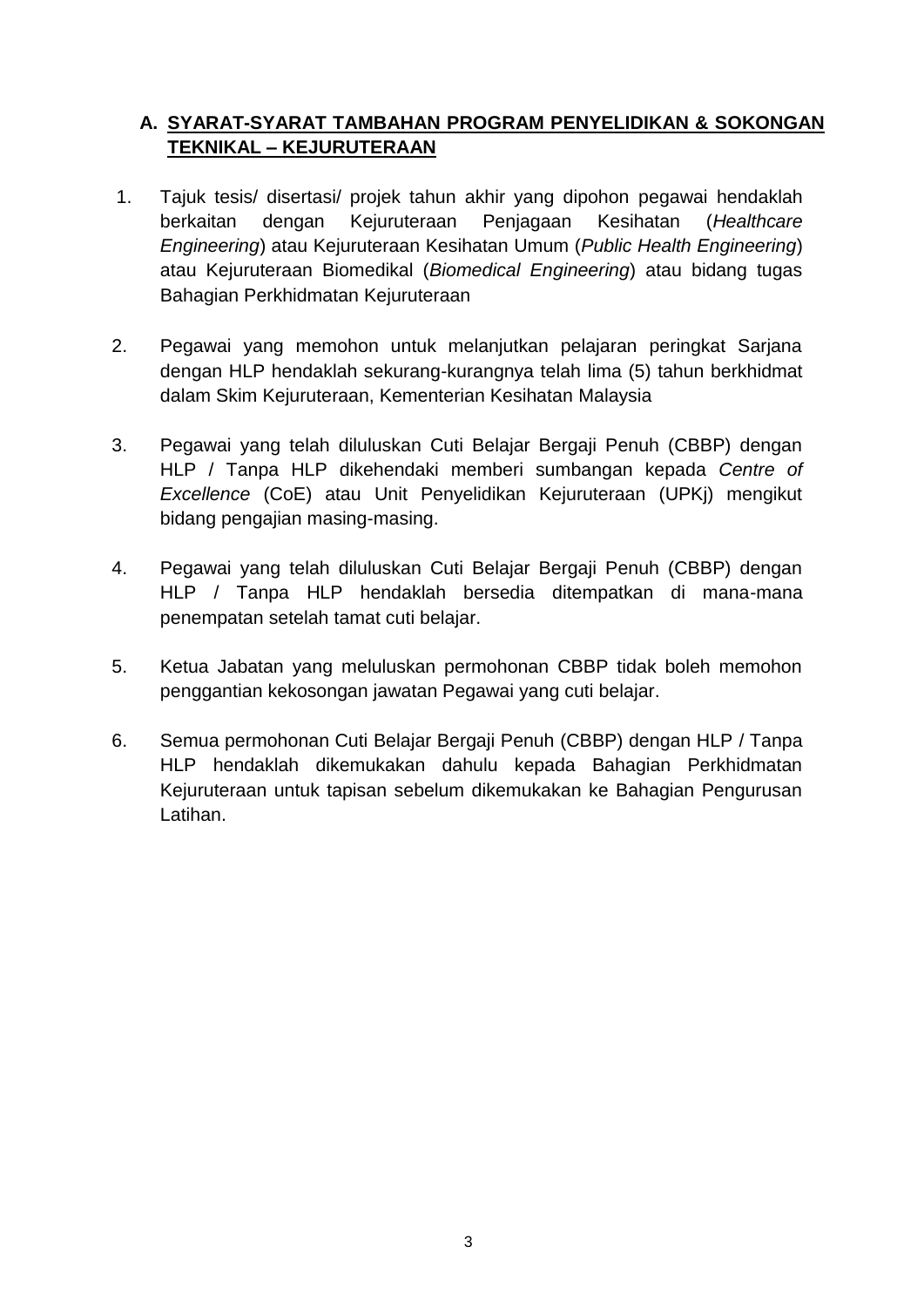## A. <u>SYARAT-SYARAT TAMBAHAN PROGRAM PENYELIDIKAN & SOKONGAN TEKNIKAL – KEJURUTERAAN</u>

1. Tajuk tesis/ disertasi/ projek tahun akhir yang dipohon pegawai hendaklah berkaitan dengan Kejuruteraan Penjagaan Kesihatan (*Healthcare Engineering*) atau Kejuruteraan Kesihatan Umum (*Public Health Engineering*) atau Kejuruteraan Biomedikal (*Biomedical Engineering*) atau bidang tugas Bahagian Perkhidmatan Kejuruteraan

2. Pegawai yang memohon untuk melanjutkan pelajaran peringkat Sarjana dengan HLP hendaklah sekurang-kurangnya telah lima (5) tahun berkhidmat dalam Skim Kejuruteraan, Kementerian Kesihatan Malaysia

3. Pegawai yang telah diluluskan Cuti Belajar Bergaji Penuh (CBBP) dengan HLP / Tanpa HLP dikehendaki memberi sumbangan kepada *Centre of Excellence* (CoE) atau Unit Penyelidikan Kejuruteraan (UPKj) mengikut bidang pengajian masing-masing.

4. Pegawai yang telah diluluskan Cuti Belajar Bergaji Penuh (CBBP) dengan HLP / Tanpa HLP hendaklah bersedia ditempatkan di mana-mana penempatan setelah tamat cuti belajar.

5. Ketua Jabatan yang meluluskan permohonan CBBP tidak boleh memohon penggantian kekosongan jawatan Pegawai yang cuti belajar.

6. Semua permohonan Cuti Belajar Bergaji Penuh (CBBP) dengan HLP / Tanpa HLP hendaklah dikemukakan dahulu kepada Bahagian Perkhidmatan Kejuruteraan untuk tapisan sebelum dikemukakan ke Bahagian Pengurusan Latihan.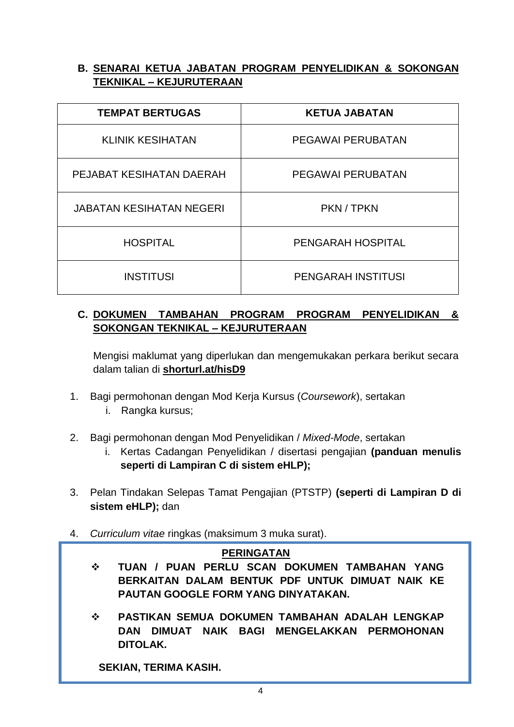## B. SENARAI KETUA JABATAN PROGRAM PENYELIDIKAN & SOKONGAN TEKNIKAL – KEJURUTERAAN

| TEMPAT BERTUGAS | KETUA JABATAN |
|---|---|
| KLINIK KESIHATAN | PEGAWAI PERUBATAN |
| PEJABAT KESIHATAN DAERAH | PEGAWAI PERUBATAN |
| JABATAN KESIHATAN NEGERI | PKN / TPKN |
| HOSPITAL | PENGARAH HOSPITAL |
| INSTITUSI | PENGARAH INSTITUSI |

## C. DOKUMEN TAMBAHAN PROGRAM PROGRAM PENYELIDIKAN & SOKONGAN TEKNIKAL – KEJURUTERAAN

Mengisi maklumat yang diperlukan dan mengemukakan perkara berikut secara dalam talian di **shorturl.at/hisD9**

1. Bagi permohonan dengan Mod Kerja Kursus (*Coursework*), sertakan
   i. Rangka kursus;

2. Bagi permohonan dengan Mod Penyelidikan / *Mixed-Mode*, sertakan
   i. Kertas Cadangan Penyelidikan / disertasi pengajian **(panduan menulis seperti di Lampiran C di sistem eHLP);**

3. Pelan Tindakan Selepas Tamat Pengajian (PTSTP) **(seperti di Lampiran D di sistem eHLP);** dan

4. *Curriculum vitae* ringkas (maksimum 3 muka surat).

**PERINGATAN**

- ❖ **TUAN / PUAN PERLU SCAN DOKUMEN TAMBAHAN YANG BERKAITAN DALAM BENTUK PDF UNTUK DIMUAT NAIK KE PAUTAN GOOGLE FORM YANG DINYATAKAN.**
- ❖ **PASTIKAN SEMUA DOKUMEN TAMBAHAN ADALAH LENGKAP DAN DIMUAT NAIK BAGI MENGELAKKAN PERMOHONAN DITOLAK.**

**SEKIAN, TERIMA KASIH.**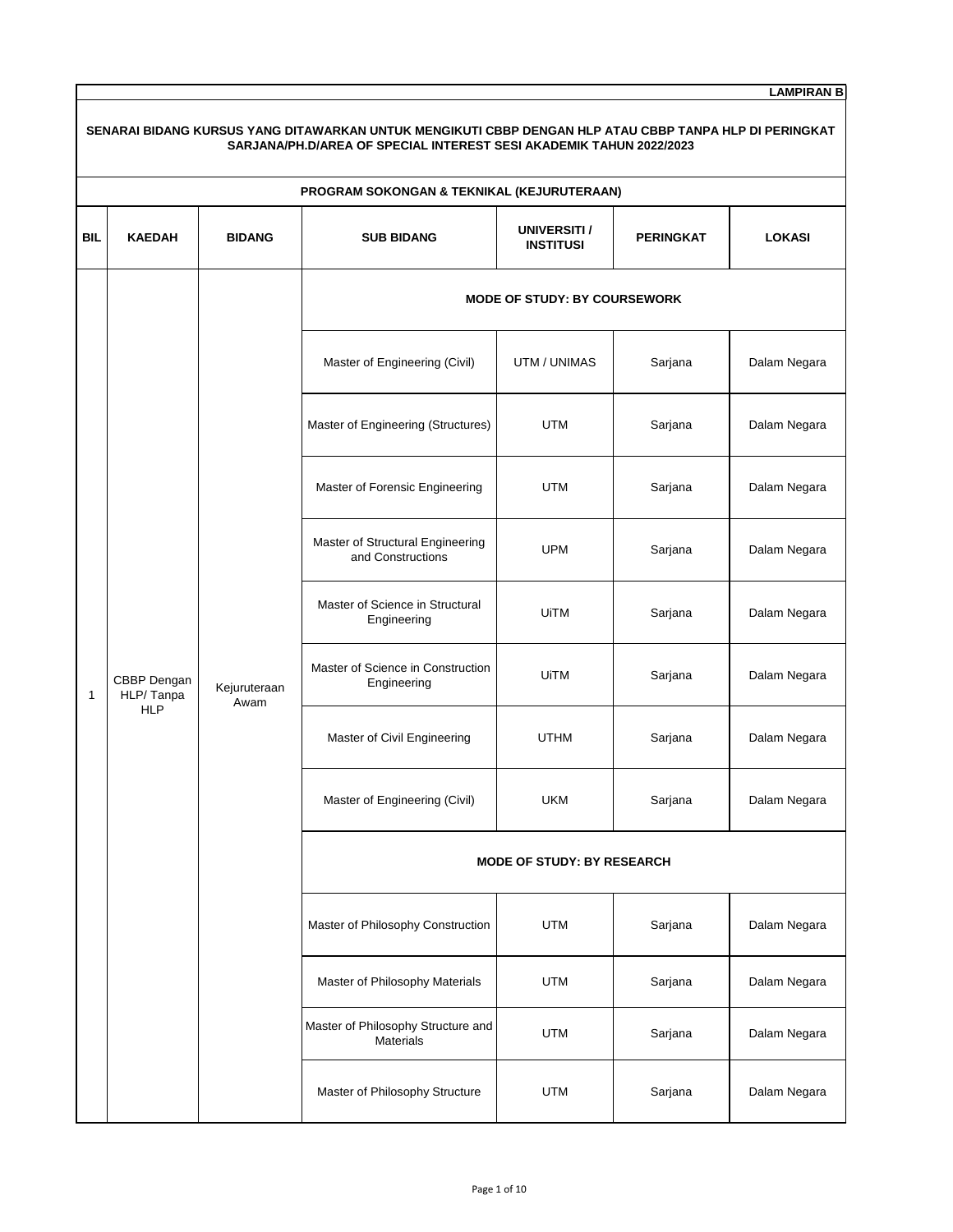**LAMPIRAN B**

**SENARAI BIDANG KURSUS YANG DITAWARKAN UNTUK MENGIKUTI CBBP DENGAN HLP ATAU CBBP TANPA HLP DI PERINGKAT SARJANA/PH.D/AREA OF SPECIAL INTEREST SESI AKADEMIK TAHUN 2022/2023**

**PROGRAM SOKONGAN & TEKNIKAL (KEJURUTERAAN)**

| BIL | KAEDAH | BIDANG | SUB BIDANG | UNIVERSITI / INSTITUSI | PERINGKAT | LOKASI |
|---|---|---|---|---|---|---|
| 1 | CBBP Dengan HLP/ Tanpa HLP | Kejuruteraan Awam | **MODE OF STUDY: BY COURSEWORK** | | | |
| | | | Master of Engineering (Civil) | UTM / UNIMAS | Sarjana | Dalam Negara |
| | | | Master of Engineering (Structures) | UTM | Sarjana | Dalam Negara |
| | | | Master of Forensic Engineering | UTM | Sarjana | Dalam Negara |
| | | | Master of Structural Engineering and Constructions | UPM | Sarjana | Dalam Negara |
| | | | Master of Science in Structural Engineering | UiTM | Sarjana | Dalam Negara |
| | | | Master of Science in Construction Engineering | UiTM | Sarjana | Dalam Negara |
| | | | Master of Civil Engineering | UTHM | Sarjana | Dalam Negara |
| | | | Master of Engineering (Civil) | UKM | Sarjana | Dalam Negara |
| | | | **MODE OF STUDY: BY RESEARCH** | | | |
| | | | Master of Philosophy Construction | UTM | Sarjana | Dalam Negara |
| | | | Master of Philosophy Materials | UTM | Sarjana | Dalam Negara |
| | | | Master of Philosophy Structure and Materials | UTM | Sarjana | Dalam Negara |
| | | | Master of Philosophy Structure | UTM | Sarjana | Dalam Negara |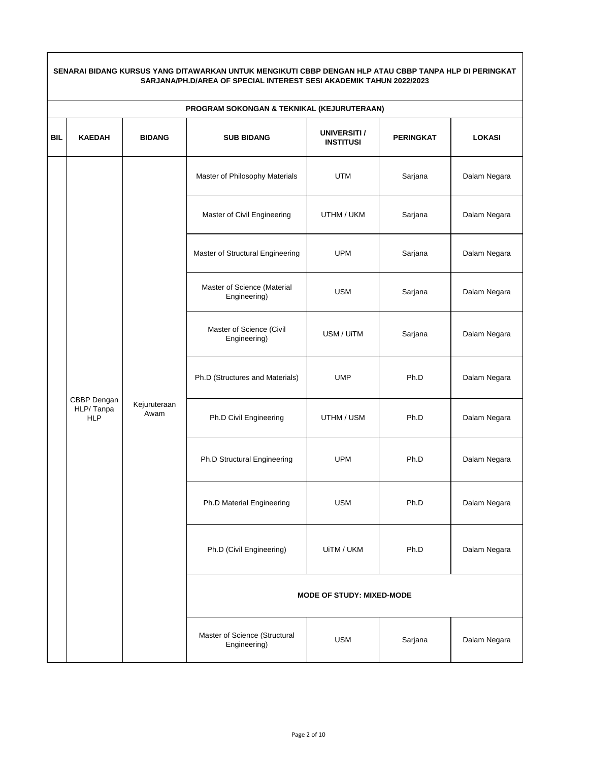**SENARAI BIDANG KURSUS YANG DITAWARKAN UNTUK MENGIKUTI CBBP DENGAN HLP ATAU CBBP TANPA HLP DI PERINGKAT SARJANA/PH.D/AREA OF SPECIAL INTEREST SESI AKADEMIK TAHUN 2022/2023**

**PROGRAM SOKONGAN & TEKNIKAL (KEJURUTERAAN)**

| BIL | KAEDAH | BIDANG | SUB BIDANG | UNIVERSITI / INSTITUSI | PERINGKAT | LOKASI |
|---|---|---|---|---|---|---|
| | CBBP Dengan HLP/ Tanpa HLP | Kejuruteraan Awam | Master of Philosophy Materials | UTM | Sarjana | Dalam Negara |
| | | | Master of Civil Engineering | UTHM / UKM | Sarjana | Dalam Negara |
| | | | Master of Structural Engineering | UPM | Sarjana | Dalam Negara |
| | | | Master of Science (Material Engineering) | USM | Sarjana | Dalam Negara |
| | | | Master of Science (Civil Engineering) | USM / UiTM | Sarjana | Dalam Negara |
| | | | Ph.D (Structures and Materials) | UMP | Ph.D | Dalam Negara |
| | | | Ph.D Civil Engineering | UTHM / USM | Ph.D | Dalam Negara |
| | | | Ph.D Structural Engineering | UPM | Ph.D | Dalam Negara |
| | | | Ph.D Material Engineering | USM | Ph.D | Dalam Negara |
| | | | Ph.D (Civil Engineering) | UiTM / UKM | Ph.D | Dalam Negara |
| | | | **MODE OF STUDY: MIXED-MODE** | | | |
| | | | Master of Science (Structural Engineering) | USM | Sarjana | Dalam Negara |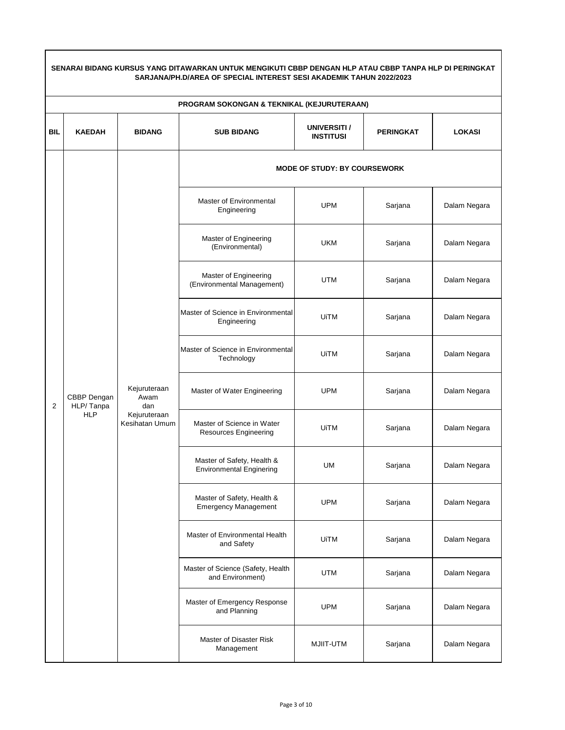**SENARAI BIDANG KURSUS YANG DITAWARKAN UNTUK MENGIKUTI CBBP DENGAN HLP ATAU CBBP TANPA HLP DI PERINGKAT SARJANA/PH.D/AREA OF SPECIAL INTEREST SESI AKADEMIK TAHUN 2022/2023**

**PROGRAM SOKONGAN & TEKNIKAL (KEJURUTERAAN)**

| BIL | KAEDAH | BIDANG | SUB BIDANG | UNIVERSITI / INSTITUSI | PERINGKAT | LOKASI |
|---|---|---|---|---|---|---|
| | | | **MODE OF STUDY: BY COURSEWORK** | | | |
| 2 | CBBP Dengan HLP/ Tanpa HLP | Kejuruteraan Awam dan Kejuruteraan Kesihatan Umum | Master of Environmental Engineering | UPM | Sarjana | Dalam Negara |
| | | | Master of Engineering (Environmental) | UKM | Sarjana | Dalam Negara |
| | | | Master of Engineering (Environmental Management) | UTM | Sarjana | Dalam Negara |
| | | | Master of Science in Environmental Engineering | UiTM | Sarjana | Dalam Negara |
| | | | Master of Science in Environmental Technology | UiTM | Sarjana | Dalam Negara |
| | | | Master of Water Engineering | UPM | Sarjana | Dalam Negara |
| | | | Master of Science in Water Resources Engineering | UiTM | Sarjana | Dalam Negara |
| | | | Master of Safety, Health & Environmental Enginering | UM | Sarjana | Dalam Negara |
| | | | Master of Safety, Health & Emergency Management | UPM | Sarjana | Dalam Negara |
| | | | Master of Environmental Health and Safety | UiTM | Sarjana | Dalam Negara |
| | | | Master of Science (Safety, Health and Environment) | UTM | Sarjana | Dalam Negara |
| | | | Master of Emergency Response and Planning | UPM | Sarjana | Dalam Negara |
| | | | Master of Disaster Risk Management | MJIIT-UTM | Sarjana | Dalam Negara |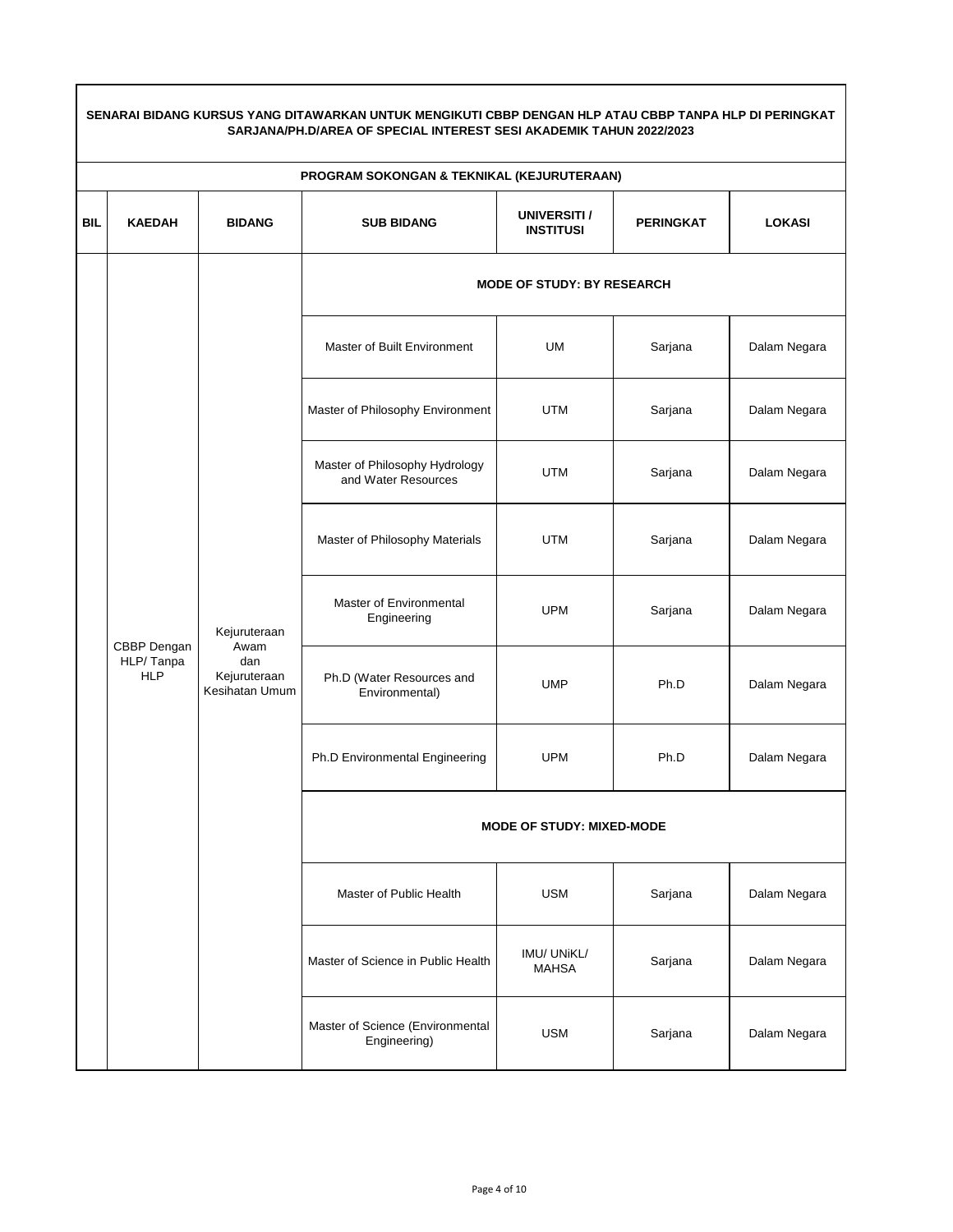**SENARAI BIDANG KURSUS YANG DITAWARKAN UNTUK MENGIKUTI CBBP DENGAN HLP ATAU CBBP TANPA HLP DI PERINGKAT SARJANA/PH.D/AREA OF SPECIAL INTEREST SESI AKADEMIK TAHUN 2022/2023**

**PROGRAM SOKONGAN & TEKNIKAL (KEJURUTERAAN)**

| BIL | KAEDAH | BIDANG | SUB BIDANG | UNIVERSITI / INSTITUSI | PERINGKAT | LOKASI |
|---|---|---|---|---|---|---|
| | CBBP Dengan HLP/ Tanpa HLP | Kejuruteraan Awam dan Kejuruteraan Kesihatan Umum | **MODE OF STUDY: BY RESEARCH** | | | |
| | | | Master of Built Environment | UM | Sarjana | Dalam Negara |
| | | | Master of Philosophy Environment | UTM | Sarjana | Dalam Negara |
| | | | Master of Philosophy Hydrology and Water Resources | UTM | Sarjana | Dalam Negara |
| | | | Master of Philosophy Materials | UTM | Sarjana | Dalam Negara |
| | | | Master of Environmental Engineering | UPM | Sarjana | Dalam Negara |
| | | | Ph.D (Water Resources and Environmental) | UMP | Ph.D | Dalam Negara |
| | | | Ph.D Environmental Engineering | UPM | Ph.D | Dalam Negara |
| | | | **MODE OF STUDY: MIXED-MODE** | | | |
| | | | Master of Public Health | USM | Sarjana | Dalam Negara |
| | | | Master of Science in Public Health | IMU/ UNiKL/ MAHSA | Sarjana | Dalam Negara |
| | | | Master of Science (Environmental Engineering) | USM | Sarjana | Dalam Negara |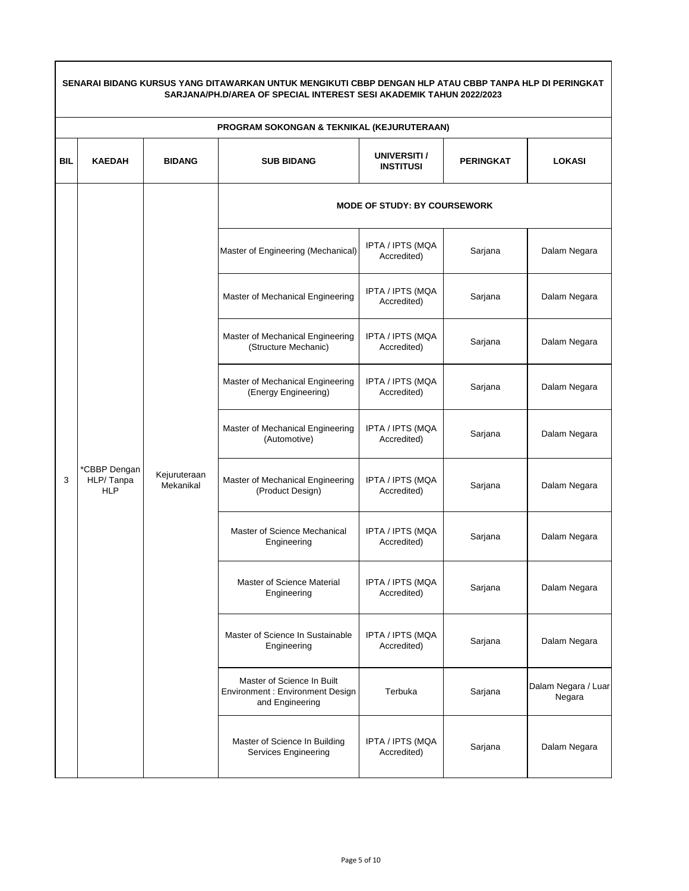**SENARAI BIDANG KURSUS YANG DITAWARKAN UNTUK MENGIKUTI CBBP DENGAN HLP ATAU CBBP TANPA HLP DI PERINGKAT SARJANA/PH.D/AREA OF SPECIAL INTEREST SESI AKADEMIK TAHUN 2022/2023**

**PROGRAM SOKONGAN & TEKNIKAL (KEJURUTERAAN)**

| BIL | KAEDAH | BIDANG | SUB BIDANG | UNIVERSITI / INSTITUSI | PERINGKAT | LOKASI |
|---|---|---|---|---|---|---|
| | | | **MODE OF STUDY: BY COURSEWORK** | | | |
| 3 | *CBBP Dengan HLP/ Tanpa HLP | Kejuruteraan Mekanikal | Master of Engineering (Mechanical) | IPTA / IPTS (MQA Accredited) | Sarjana | Dalam Negara |
| | | | Master of Mechanical Engineering | IPTA / IPTS (MQA Accredited) | Sarjana | Dalam Negara |
| | | | Master of Mechanical Engineering (Structure Mechanic) | IPTA / IPTS (MQA Accredited) | Sarjana | Dalam Negara |
| | | | Master of Mechanical Engineering (Energy Engineering) | IPTA / IPTS (MQA Accredited) | Sarjana | Dalam Negara |
| | | | Master of Mechanical Engineering (Automotive) | IPTA / IPTS (MQA Accredited) | Sarjana | Dalam Negara |
| | | | Master of Mechanical Engineering (Product Design) | IPTA / IPTS (MQA Accredited) | Sarjana | Dalam Negara |
| | | | Master of Science Mechanical Engineering | IPTA / IPTS (MQA Accredited) | Sarjana | Dalam Negara |
| | | | Master of Science Material Engineering | IPTA / IPTS (MQA Accredited) | Sarjana | Dalam Negara |
| | | | Master of Science In Sustainable Engineering | IPTA / IPTS (MQA Accredited) | Sarjana | Dalam Negara |
| | | | Master of Science In Built Environment : Environment Design and Engineering | Terbuka | Sarjana | Dalam Negara / Luar Negara |
| | | | Master of Science In Building Services Engineering | IPTA / IPTS (MQA Accredited) | Sarjana | Dalam Negara |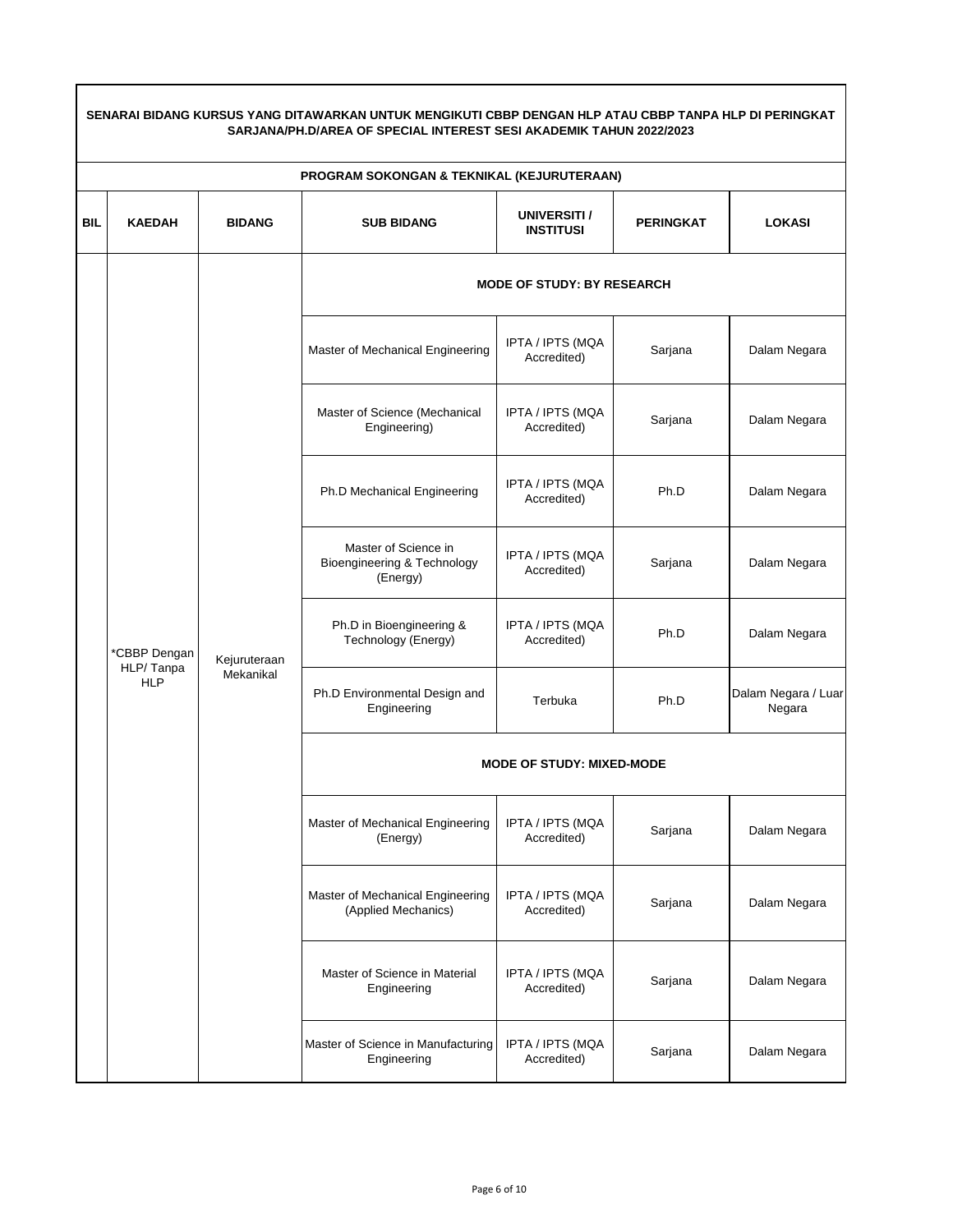**SENARAI BIDANG KURSUS YANG DITAWARKAN UNTUK MENGIKUTI CBBP DENGAN HLP ATAU CBBP TANPA HLP DI PERINGKAT SARJANA/PH.D/AREA OF SPECIAL INTEREST SESI AKADEMIK TAHUN 2022/2023**

**PROGRAM SOKONGAN & TEKNIKAL (KEJURUTERAAN)**

| BIL | KAEDAH | BIDANG | SUB BIDANG | UNIVERSITI / INSTITUSI | PERINGKAT | LOKASI |
|---|---|---|---|---|---|---|
| | | | **MODE OF STUDY: BY RESEARCH** | | | |
| | *CBBP Dengan HLP/ Tanpa HLP | Kejuruteraan Mekanikal | Master of Mechanical Engineering | IPTA / IPTS (MQA Accredited) | Sarjana | Dalam Negara |
| | | | Master of Science (Mechanical Engineering) | IPTA / IPTS (MQA Accredited) | Sarjana | Dalam Negara |
| | | | Ph.D Mechanical Engineering | IPTA / IPTS (MQA Accredited) | Ph.D | Dalam Negara |
| | | | Master of Science in Bioengineering & Technology (Energy) | IPTA / IPTS (MQA Accredited) | Sarjana | Dalam Negara |
| | | | Ph.D in Bioengineering & Technology (Energy) | IPTA / IPTS (MQA Accredited) | Ph.D | Dalam Negara |
| | | | Ph.D Environmental Design and Engineering | Terbuka | Ph.D | Dalam Negara / Luar Negara |
| | | | **MODE OF STUDY: MIXED-MODE** | | | |
| | | | Master of Mechanical Engineering (Energy) | IPTA / IPTS (MQA Accredited) | Sarjana | Dalam Negara |
| | | | Master of Mechanical Engineering (Applied Mechanics) | IPTA / IPTS (MQA Accredited) | Sarjana | Dalam Negara |
| | | | Master of Science in Material Engineering | IPTA / IPTS (MQA Accredited) | Sarjana | Dalam Negara |
| | | | Master of Science in Manufacturing Engineering | IPTA / IPTS (MQA Accredited) | Sarjana | Dalam Negara |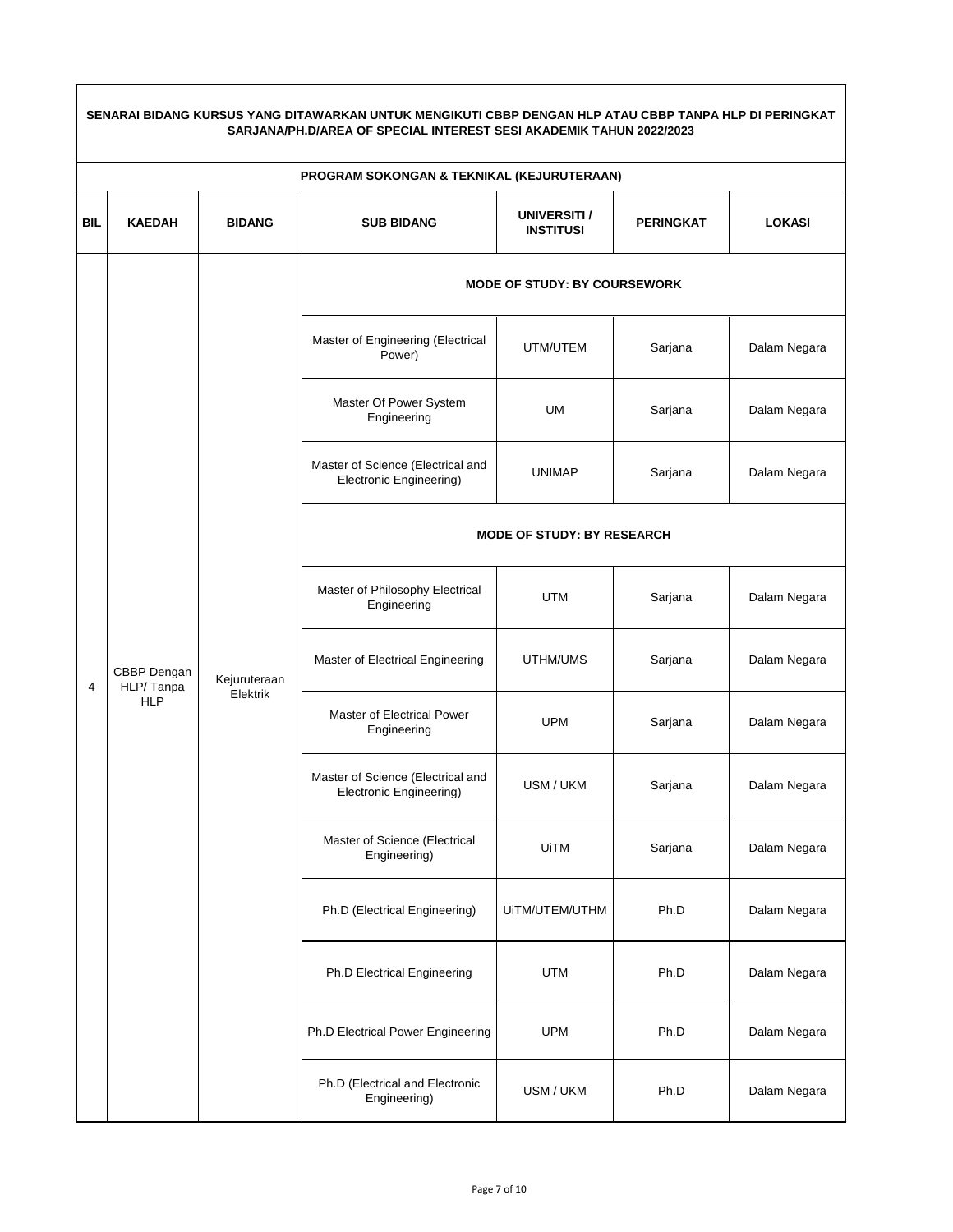**SENARAI BIDANG KURSUS YANG DITAWARKAN UNTUK MENGIKUTI CBBP DENGAN HLP ATAU CBBP TANPA HLP DI PERINGKAT SARJANA/PH.D/AREA OF SPECIAL INTEREST SESI AKADEMIK TAHUN 2022/2023**

**PROGRAM SOKONGAN & TEKNIKAL (KEJURUTERAAN)**

| BIL | KAEDAH | BIDANG | SUB BIDANG | UNIVERSITI / INSTITUSI | PERINGKAT | LOKASI |
|---|---|---|---|---|---|---|
| 4 | CBBP Dengan HLP/ Tanpa HLP | Kejuruteraan Elektrik | **MODE OF STUDY: BY COURSEWORK** | | | |
| | | | Master of Engineering (Electrical Power) | UTM/UTEM | Sarjana | Dalam Negara |
| | | | Master Of Power System Engineering | UM | Sarjana | Dalam Negara |
| | | | Master of Science (Electrical and Electronic Engineering) | UNIMAP | Sarjana | Dalam Negara |
| | | | **MODE OF STUDY: BY RESEARCH** | | | |
| | | | Master of Philosophy Electrical Engineering | UTM | Sarjana | Dalam Negara |
| | | | Master of Electrical Engineering | UTHM/UMS | Sarjana | Dalam Negara |
| | | | Master of Electrical Power Engineering | UPM | Sarjana | Dalam Negara |
| | | | Master of Science (Electrical and Electronic Engineering) | USM / UKM | Sarjana | Dalam Negara |
| | | | Master of Science (Electrical Engineering) | UiTM | Sarjana | Dalam Negara |
| | | | Ph.D (Electrical Engineering) | UiTM/UTEM/UTHM | Ph.D | Dalam Negara |
| | | | Ph.D Electrical Engineering | UTM | Ph.D | Dalam Negara |
| | | | Ph.D Electrical Power Engineering | UPM | Ph.D | Dalam Negara |
| | | | Ph.D (Electrical and Electronic Engineering) | USM / UKM | Ph.D | Dalam Negara |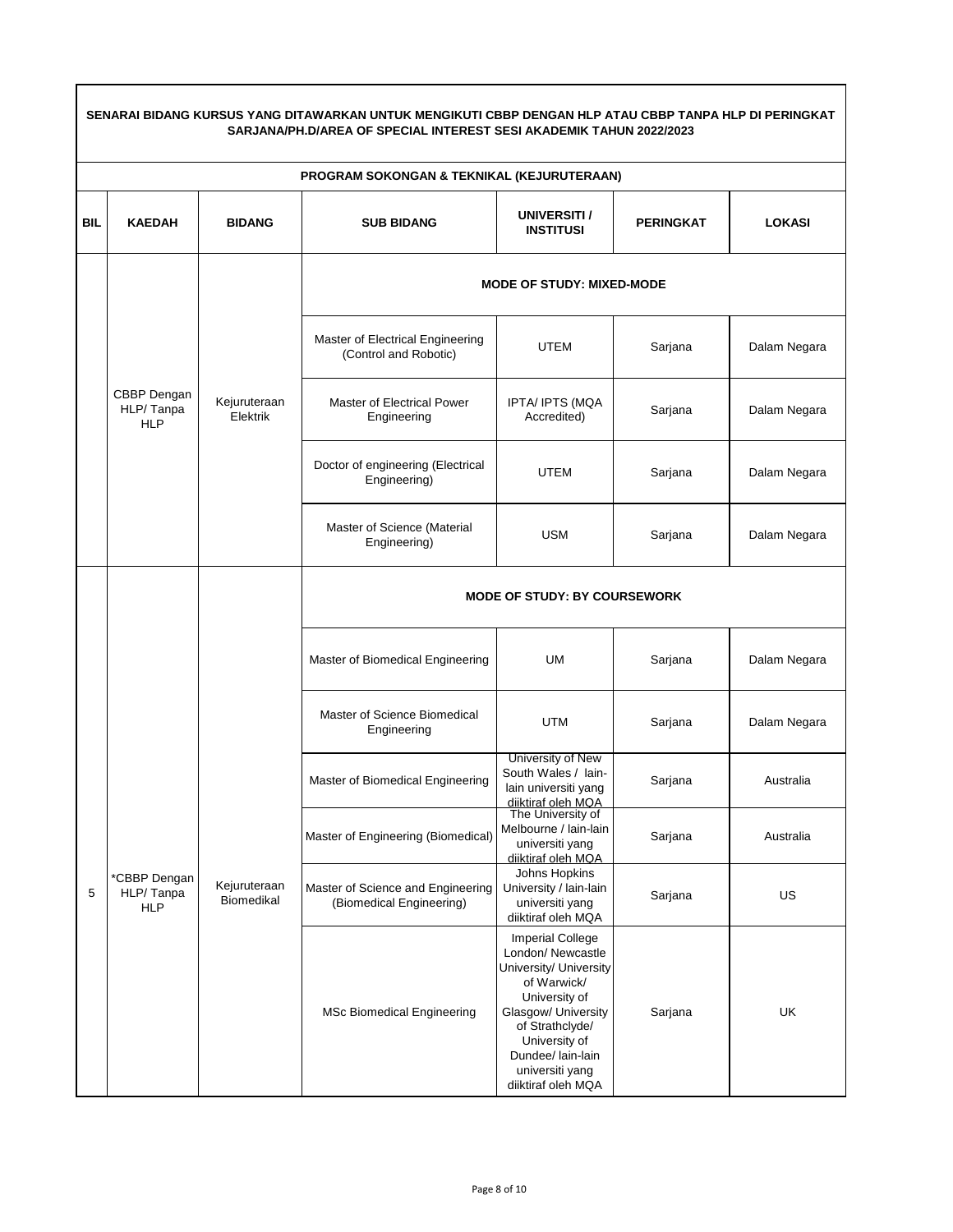**SENARAI BIDANG KURSUS YANG DITAWARKAN UNTUK MENGIKUTI CBBP DENGAN HLP ATAU CBBP TANPA HLP DI PERINGKAT SARJANA/PH.D/AREA OF SPECIAL INTEREST SESI AKADEMIK TAHUN 2022/2023**

**PROGRAM SOKONGAN & TEKNIKAL (KEJURUTERAAN)**

| BIL | KAEDAH | BIDANG | SUB BIDANG | UNIVERSITI / INSTITUSI | PERINGKAT | LOKASI |
|---|---|---|---|---|---|---|
| | | | **MODE OF STUDY: MIXED-MODE** | | | |
| | CBBP Dengan HLP/ Tanpa HLP | Kejuruteraan Elektrik | Master of Electrical Engineering (Control and Robotic) | UTEM | Sarjana | Dalam Negara |
| | | | Master of Electrical Power Engineering | IPTA/ IPTS (MQA Accredited) | Sarjana | Dalam Negara |
| | | | Doctor of engineering (Electrical Engineering) | UTEM | Sarjana | Dalam Negara |
| | | | Master of Science (Material Engineering) | USM | Sarjana | Dalam Negara |
| | | | **MODE OF STUDY: BY COURSEWORK** | | | |
| 5 | *CBBP Dengan HLP/ Tanpa HLP | Kejuruteraan Biomedikal | Master of Biomedical Engineering | UM | Sarjana | Dalam Negara |
| | | | Master of Science Biomedical Engineering | UTM | Sarjana | Dalam Negara |
| | | | Master of Biomedical Engineering | University of New South Wales / lain-lain universiti yang diiktiraf oleh MQA | Sarjana | Australia |
| | | | Master of Engineering (Biomedical) | The University of Melbourne / lain-lain universiti yang diiktiraf oleh MQA | Sarjana | Australia |
| | | | Master of Science and Engineering (Biomedical Engineering) | Johns Hopkins University / lain-lain universiti yang diiktiraf oleh MQA | Sarjana | US |
| | | | MSc Biomedical Engineering | Imperial College London/ Newcastle University/ University of Warwick/ University of Glasgow/ University of Strathclyde/ University of Dundee/ lain-lain universiti yang diiktiraf oleh MQA | Sarjana | UK |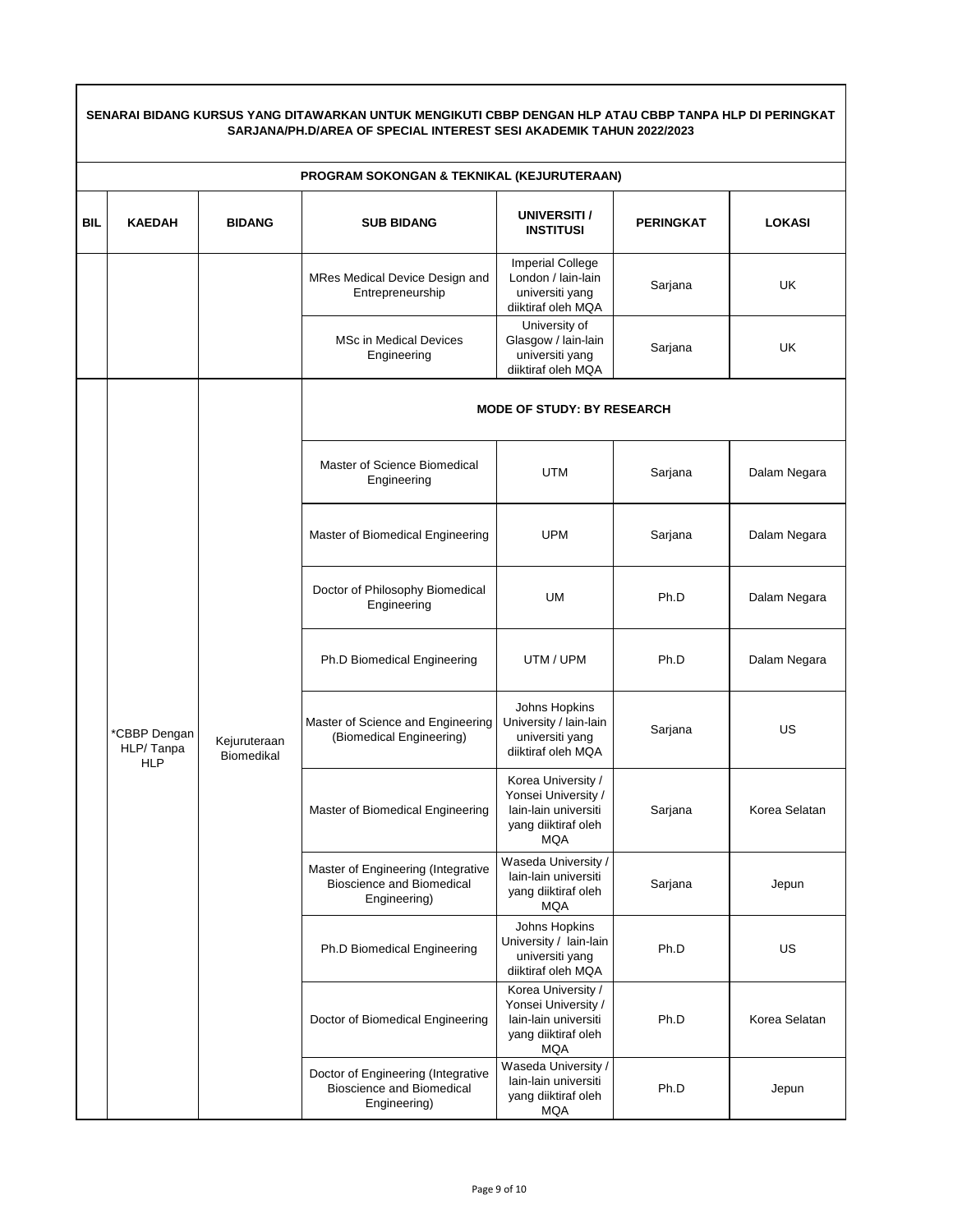**SENARAI BIDANG KURSUS YANG DITAWARKAN UNTUK MENGIKUTI CBBP DENGAN HLP ATAU CBBP TANPA HLP DI PERINGKAT SARJANA/PH.D/AREA OF SPECIAL INTEREST SESI AKADEMIK TAHUN 2022/2023**

**PROGRAM SOKONGAN & TEKNIKAL (KEJURUTERAAN)**

| BIL | KAEDAH | BIDANG | SUB BIDANG | UNIVERSITI / INSTITUSI | PERINGKAT | LOKASI |
|---|---|---|---|---|---|---|
| | | | MRes Medical Device Design and Entrepreneurship | Imperial College London / lain-lain universiti yang diiktiraf oleh MQA | Sarjana | UK |
| | | | MSc in Medical Devices Engineering | University of Glasgow / lain-lain universiti yang diiktiraf oleh MQA | Sarjana | UK |
| | *CBBP Dengan HLP/ Tanpa HLP | Kejuruteraan Biomedikal | **MODE OF STUDY: BY RESEARCH** | | | |
| | | | Master of Science Biomedical Engineering | UTM | Sarjana | Dalam Negara |
| | | | Master of Biomedical Engineering | UPM | Sarjana | Dalam Negara |
| | | | Doctor of Philosophy Biomedical Engineering | UM | Ph.D | Dalam Negara |
| | | | Ph.D Biomedical Engineering | UTM / UPM | Ph.D | Dalam Negara |
| | | | Master of Science and Engineering (Biomedical Engineering) | Johns Hopkins University / lain-lain universiti yang diiktiraf oleh MQA | Sarjana | US |
| | | | Master of Biomedical Engineering | Korea University / Yonsei University / lain-lain universiti yang diiktiraf oleh MQA | Sarjana | Korea Selatan |
| | | | Master of Engineering (Integrative Bioscience and Biomedical Engineering) | Waseda University / lain-lain universiti yang diiktiraf oleh MQA | Sarjana | Jepun |
| | | | Ph.D Biomedical Engineering | Johns Hopkins University / lain-lain universiti yang diiktiraf oleh MQA | Ph.D | US |
| | | | Doctor of Biomedical Engineering | Korea University / Yonsei University / lain-lain universiti yang diiktiraf oleh MQA | Ph.D | Korea Selatan |
| | | | Doctor of Engineering (Integrative Bioscience and Biomedical Engineering) | Waseda University / lain-lain universiti yang diiktiraf oleh MQA | Ph.D | Jepun |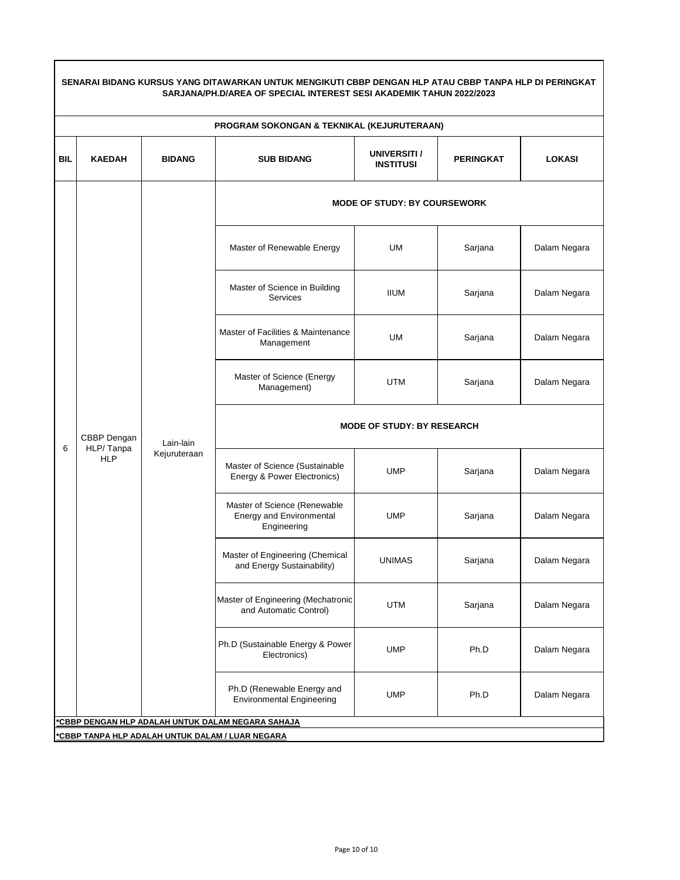**SENARAI BIDANG KURSUS YANG DITAWARKAN UNTUK MENGIKUTI CBBP DENGAN HLP ATAU CBBP TANPA HLP DI PERINGKAT SARJANA/PH.D/AREA OF SPECIAL INTEREST SESI AKADEMIK TAHUN 2022/2023**

**PROGRAM SOKONGAN & TEKNIKAL (KEJURUTERAAN)**

| BIL | KAEDAH | BIDANG | SUB BIDANG | UNIVERSITI / INSTITUSI | PERINGKAT | LOKASI |
|---|---|---|---|---|---|---|
| 6 | CBBP Dengan HLP/ Tanpa HLP | Lain-lain Kejuruteraan | **MODE OF STUDY: BY COURSEWORK** | | | |
| | | | Master of Renewable Energy | UM | Sarjana | Dalam Negara |
| | | | Master of Science in Building Services | IIUM | Sarjana | Dalam Negara |
| | | | Master of Facilities & Maintenance Management | UM | Sarjana | Dalam Negara |
| | | | Master of Science (Energy Management) | UTM | Sarjana | Dalam Negara |
| | | | **MODE OF STUDY: BY RESEARCH** | | | |
| | | | Master of Science (Sustainable Energy & Power Electronics) | UMP | Sarjana | Dalam Negara |
| | | | Master of Science (Renewable Energy and Environmental Engineering | UMP | Sarjana | Dalam Negara |
| | | | Master of Engineering (Chemical and Energy Sustainability) | UNIMAS | Sarjana | Dalam Negara |
| | | | Master of Engineering (Mechatronic and Automatic Control) | UTM | Sarjana | Dalam Negara |
| | | | Ph.D (Sustainable Energy & Power Electronics) | UMP | Ph.D | Dalam Negara |
| | | | Ph.D (Renewable Energy and Environmental Engineering | UMP | Ph.D | Dalam Negara |

***CBBP DENGAN HLP ADALAH UNTUK DALAM NEGARA SAHAJA**

***CBBP TANPA HLP ADALAH UNTUK DALAM / LUAR NEGARA**